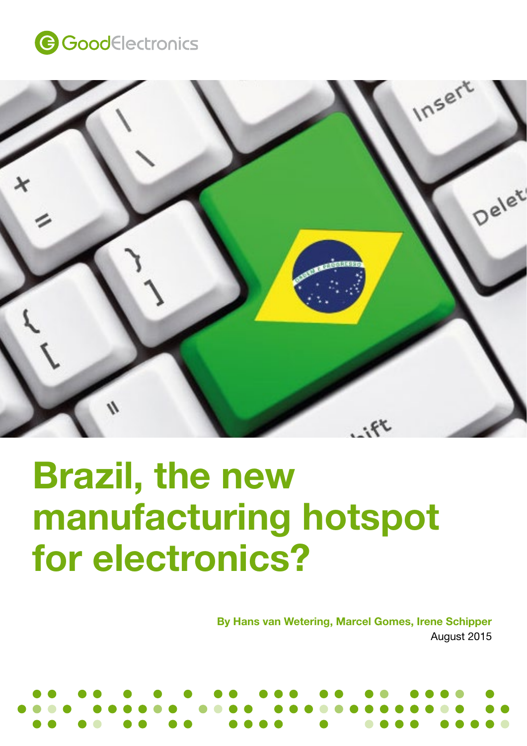GoodElectronics

# Brazil, the new manufacturing hotspot for electronics?

**By Hans van Wetering, Marcel Gomes, Irene Schipper**

August 2015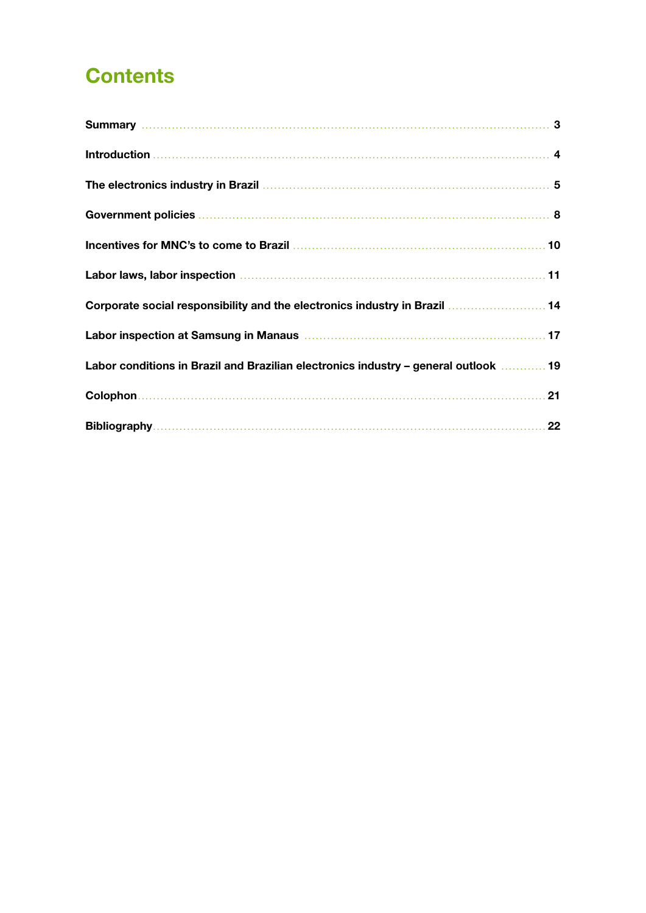# Contents

| | |
|---|---|
| **Summary** | **3** |
| **Introduction** | **4** |
| **The electronics industry in Brazil** | **5** |
| **Government policies** | **8** |
| **Incentives for MNC's to come to Brazil** | **10** |
| **Labor laws, labor inspection** | **11** |
| **Corporate social responsibility and the electronics industry in Brazil** | **14** |
| **Labor inspection at Samsung in Manaus** | **17** |
| **Labor conditions in Brazil and Brazilian electronics industry – general outlook** | **19** |
| **Colophon** | **21** |
| **Bibliography** | **22** |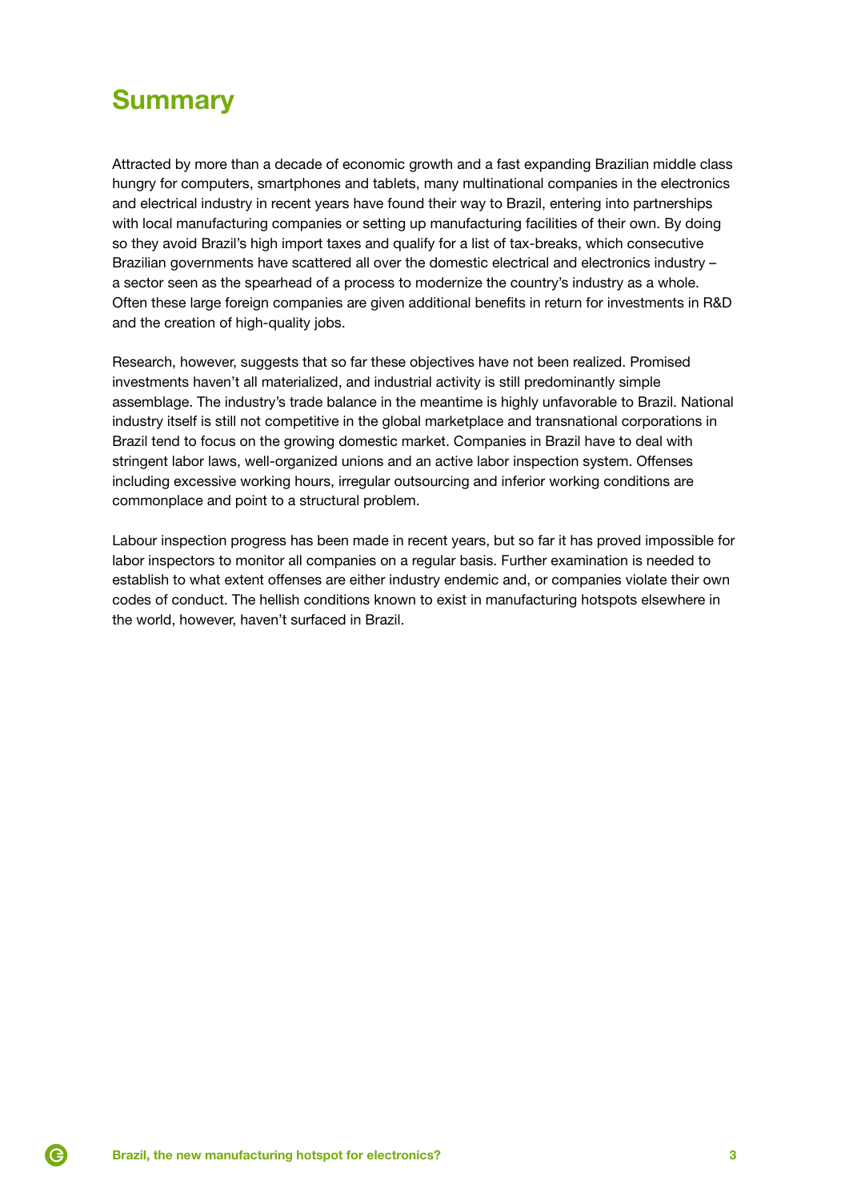# Summary

Attracted by more than a decade of economic growth and a fast expanding Brazilian middle class hungry for computers, smartphones and tablets, many multinational companies in the electronics and electrical industry in recent years have found their way to Brazil, entering into partnerships with local manufacturing companies or setting up manufacturing facilities of their own. By doing so they avoid Brazil's high import taxes and qualify for a list of tax-breaks, which consecutive Brazilian governments have scattered all over the domestic electrical and electronics industry – a sector seen as the spearhead of a process to modernize the country's industry as a whole. Often these large foreign companies are given additional benefits in return for investments in R&D and the creation of high-quality jobs.

Research, however, suggests that so far these objectives have not been realized. Promised investments haven't all materialized, and industrial activity is still predominantly simple assemblage. The industry's trade balance in the meantime is highly unfavorable to Brazil. National industry itself is still not competitive in the global marketplace and transnational corporations in Brazil tend to focus on the growing domestic market. Companies in Brazil have to deal with stringent labor laws, well-organized unions and an active labor inspection system. Offenses including excessive working hours, irregular outsourcing and inferior working conditions are commonplace and point to a structural problem.

Labour inspection progress has been made in recent years, but so far it has proved impossible for labor inspectors to monitor all companies on a regular basis. Further examination is needed to establish to what extent offenses are either industry endemic and, or companies violate their own codes of conduct. The hellish conditions known to exist in manufacturing hotspots elsewhere in the world, however, haven't surfaced in Brazil.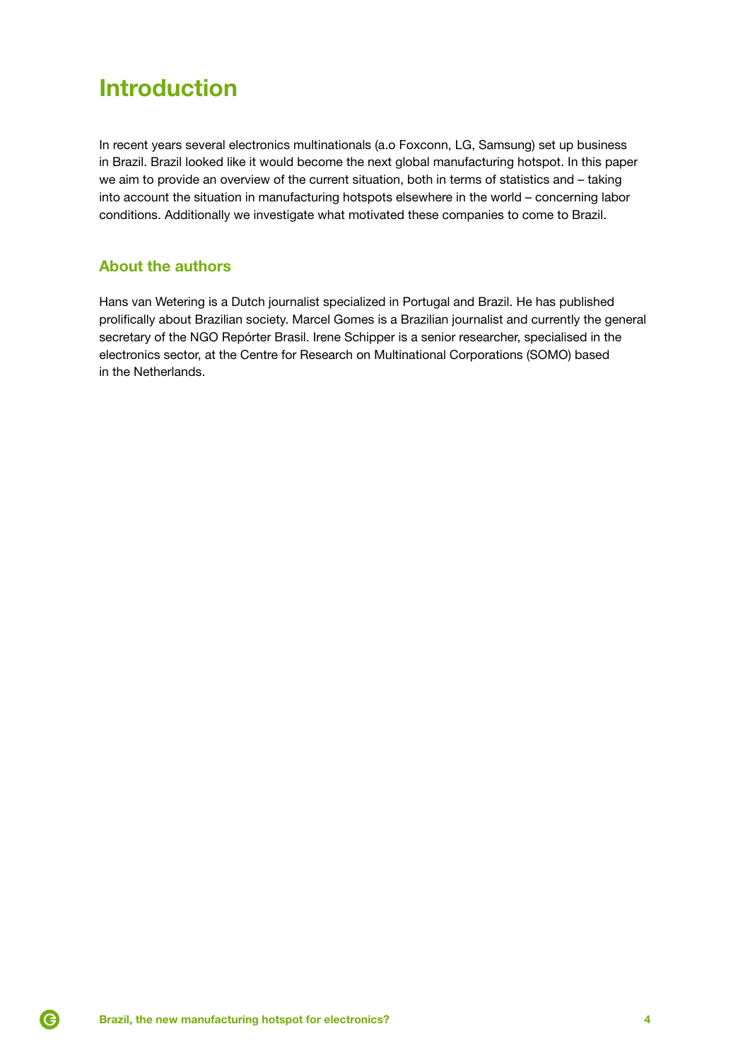# Introduction

In recent years several electronics multinationals (a.o Foxconn, LG, Samsung) set up business in Brazil. Brazil looked like it would become the next global manufacturing hotspot. In this paper we aim to provide an overview of the current situation, both in terms of statistics and – taking into account the situation in manufacturing hotspots elsewhere in the world – concerning labor conditions. Additionally we investigate what motivated these companies to come to Brazil.

## About the authors

Hans van Wetering is a Dutch journalist specialized in Portugal and Brazil. He has published prolifically about Brazilian society. Marcel Gomes is a Brazilian journalist and currently the general secretary of the NGO Repórter Brasil. Irene Schipper is a senior researcher, specialised in the electronics sector, at the Centre for Research on Multinational Corporations (SOMO) based in the Netherlands.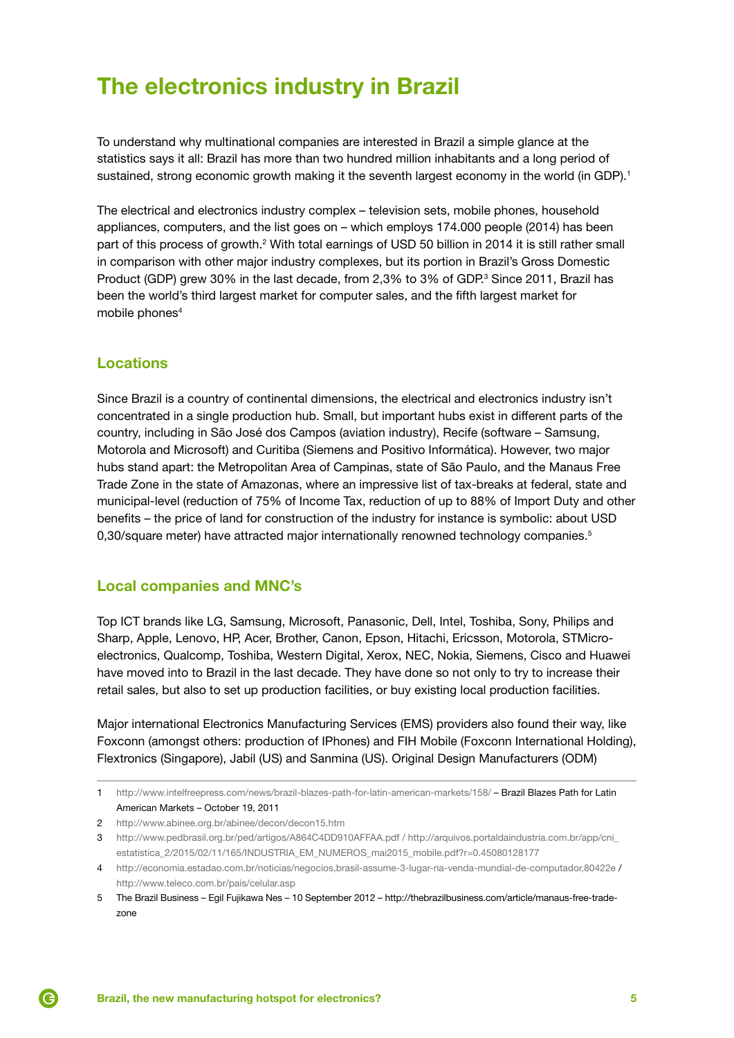# The electronics industry in Brazil

To understand why multinational companies are interested in Brazil a simple glance at the statistics says it all: Brazil has more than two hundred million inhabitants and a long period of sustained, strong economic growth making it the seventh largest economy in the world (in GDP).[1]

The electrical and electronics industry complex – television sets, mobile phones, household appliances, computers, and the list goes on – which employs 174.000 people (2014) has been part of this process of growth.[2] With total earnings of USD 50 billion in 2014 it is still rather small in comparison with other major industry complexes, but its portion in Brazil's Gross Domestic Product (GDP) grew 30% in the last decade, from 2,3% to 3% of GDP.[3] Since 2011, Brazil has been the world's third largest market for computer sales, and the fifth largest market for mobile phones[4]

## Locations

Since Brazil is a country of continental dimensions, the electrical and electronics industry isn't concentrated in a single production hub. Small, but important hubs exist in different parts of the country, including in São José dos Campos (aviation industry), Recife (software – Samsung, Motorola and Microsoft) and Curitiba (Siemens and Positivo Informática). However, two major hubs stand apart: the Metropolitan Area of Campinas, state of São Paulo, and the Manaus Free Trade Zone in the state of Amazonas, where an impressive list of tax-breaks at federal, state and municipal-level (reduction of 75% of Income Tax, reduction of up to 88% of Import Duty and other benefits – the price of land for construction of the industry for instance is symbolic: about USD 0,30/square meter) have attracted major internationally renowned technology companies.[5]

## Local companies and MNC's

Top ICT brands like LG, Samsung, Microsoft, Panasonic, Dell, Intel, Toshiba, Sony, Philips and Sharp, Apple, Lenovo, HP, Acer, Brother, Canon, Epson, Hitachi, Ericsson, Motorola, STMicro-electronics, Qualcomp, Toshiba, Western Digital, Xerox, NEC, Nokia, Siemens, Cisco and Huawei have moved into to Brazil in the last decade. They have done so not only to try to increase their retail sales, but also to set up production facilities, or buy existing local production facilities.

Major international Electronics Manufacturing Services (EMS) providers also found their way, like Foxconn (amongst others: production of IPhones) and FIH Mobile (Foxconn International Holding), Flextronics (Singapore), Jabil (US) and Sanmina (US). Original Design Manufacturers (ODM)

---

1 http://www.intelfreepress.com/news/brazil-blazes-path-for-latin-american-markets/158/ – Brazil Blazes Path for Latin American Markets – October 19, 2011

2 http://www.abinee.org.br/abinee/decon/decon15.htm

3 http://www.pedbrasil.org.br/ped/artigos/A864C4DD910AFFAA.pdf / http://arquivos.portaldaindustria.com.br/app/cni_estatistica_2/2015/02/11/165/INDUSTRIA_EM_NUMEROS_mai2015_mobile.pdf?r=0.45080128177

4 http://economia.estadao.com.br/noticias/negocios,brasil-assume-3-lugar-na-venda-mundial-de-computador,80422e / http://www.teleco.com.br/pais/celular.asp

5 The Brazil Business – Egil Fujikawa Nes – 10 September 2012 – http://thebrazilbusiness.com/article/manaus-free-trade-zone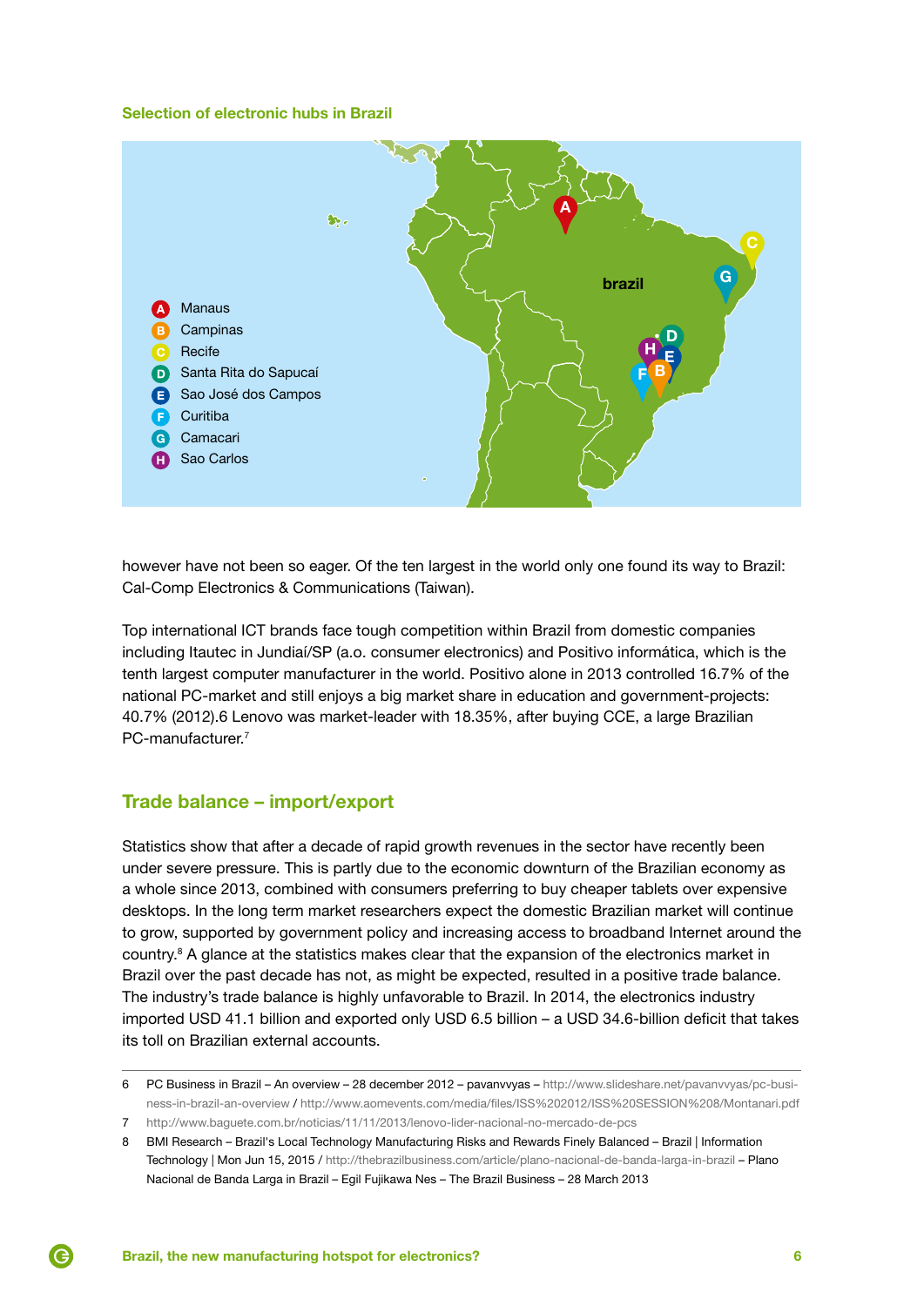### Selection of electronic hubs in Brazil

- A Manaus
- B Campinas
- C Recife
- D Santa Rita do Sapucaí
- E Sao José dos Campos
- F Curitiba
- G Camacari
- H Sao Carlos

however have not been so eager. Of the ten largest in the world only one found its way to Brazil: Cal-Comp Electronics & Communications (Taiwan).

Top international ICT brands face tough competition within Brazil from domestic companies including Itautec in Jundiaí/SP (a.o. consumer electronics) and Positivo informática, which is the tenth largest computer manufacturer in the world. Positivo alone in 2013 controlled 16.7% of the national PC-market and still enjoys a big market share in education and government-projects: 40.7% (2012).6 Lenovo was market-leader with 18.35%, after buying CCE, a large Brazilian PC-manufacturer.[7]

## Trade balance – import/export

Statistics show that after a decade of rapid growth revenues in the sector have recently been under severe pressure. This is partly due to the economic downturn of the Brazilian economy as a whole since 2013, combined with consumers preferring to buy cheaper tablets over expensive desktops. In the long term market researchers expect the domestic Brazilian market will continue to grow, supported by government policy and increasing access to broadband Internet around the country.[8] A glance at the statistics makes clear that the expansion of the electronics market in Brazil over the past decade has not, as might be expected, resulted in a positive trade balance. The industry's trade balance is highly unfavorable to Brazil. In 2014, the electronics industry imported USD 41.1 billion and exported only USD 6.5 billion – a USD 34.6-billion deficit that takes its toll on Brazilian external accounts.

---

6 PC Business in Brazil – An overview – 28 december 2012 – pavanvvyas – http://www.slideshare.net/pavanvvyas/pc-business-in-brazil-an-overview / http://www.aomevents.com/media/files/ISS%202012/ISS%20SESSION%208/Montanari.pdf

7 http://www.baguete.com.br/noticias/11/11/2013/lenovo-lider-nacional-no-mercado-de-pcs

8 BMI Research – Brazil's Local Technology Manufacturing Risks and Rewards Finely Balanced – Brazil | Information Technology | Mon Jun 15, 2015 / http://thebrazilbusiness.com/article/plano-nacional-de-banda-larga-in-brazil – Plano Nacional de Banda Larga in Brazil – Egil Fujikawa Nes – The Brazil Business – 28 March 2013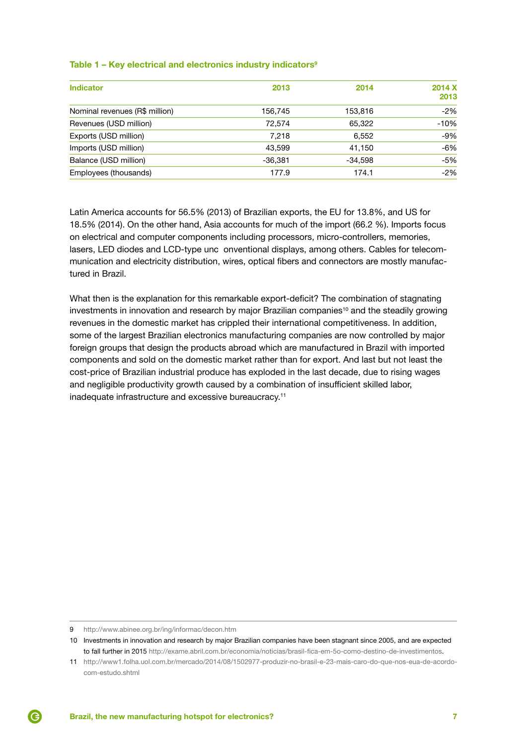**Table 1 – Key electrical and electronics industry indicators[9]**

| Indicator | 2013 | 2014 | 2014 X 2013 |
|---|---|---|---|
| Nominal revenues (R$ million) | 156,745 | 153,816 | -2% |
| Revenues (USD million) | 72,574 | 65,322 | -10% |
| Exports (USD million) | 7,218 | 6,552 | -9% |
| Imports (USD million) | 43,599 | 41,150 | -6% |
| Balance (USD million) | -36,381 | -34,598 | -5% |
| Employees (thousands) | 177.9 | 174.1 | -2% |

Latin America accounts for 56.5% (2013) of Brazilian exports, the EU for 13.8%, and US for 18.5% (2014). On the other hand, Asia accounts for much of the import (66.2 %). Imports focus on electrical and computer components including processors, micro-controllers, memories, lasers, LED diodes and LCD-type unc onventional displays, among others. Cables for telecommunication and electricity distribution, wires, optical fibers and connectors are mostly manufactured in Brazil.

What then is the explanation for this remarkable export-deficit? The combination of stagnating investments in innovation and research by major Brazilian companies[10] and the steadily growing revenues in the domestic market has crippled their international competitiveness. In addition, some of the largest Brazilian electronics manufacturing companies are now controlled by major foreign groups that design the products abroad which are manufactured in Brazil with imported components and sold on the domestic market rather than for export. And last but not least the cost-price of Brazilian industrial produce has exploded in the last decade, due to rising wages and negligible productivity growth caused by a combination of insufficient skilled labor, inadequate infrastructure and excessive bureaucracy.[11]

---

9 http://www.abinee.org.br/ing/informac/decon.htm

10 Investments in innovation and research by major Brazilian companies have been stagnant since 2005, and are expected to fall further in 2015 http://exame.abril.com.br/economia/noticias/brasil-fica-em-5o-como-destino-de-investimentos.

11 http://www1.folha.uol.com.br/mercado/2014/08/1502977-produzir-no-brasil-e-23-mais-caro-do-que-nos-eua-de-acordo-com-estudo.shtml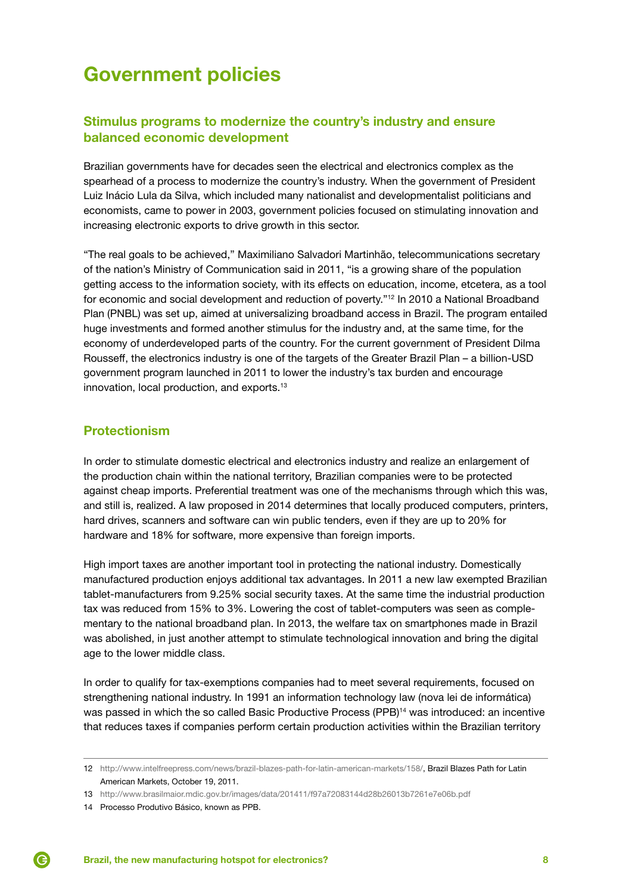# Government policies

## Stimulus programs to modernize the country's industry and ensure balanced economic development

Brazilian governments have for decades seen the electrical and electronics complex as the spearhead of a process to modernize the country's industry. When the government of President Luiz Inácio Lula da Silva, which included many nationalist and developmentalist politicians and economists, came to power in 2003, government policies focused on stimulating innovation and increasing electronic exports to drive growth in this sector.

"The real goals to be achieved," Maximiliano Salvadori Martinhão, telecommunications secretary of the nation's Ministry of Communication said in 2011, "is a growing share of the population getting access to the information society, with its effects on education, income, etcetera, as a tool for economic and social development and reduction of poverty."[12] In 2010 a National Broadband Plan (PNBL) was set up, aimed at universalizing broadband access in Brazil. The program entailed huge investments and formed another stimulus for the industry and, at the same time, for the economy of underdeveloped parts of the country. For the current government of President Dilma Rousseff, the electronics industry is one of the targets of the Greater Brazil Plan – a billion-USD government program launched in 2011 to lower the industry's tax burden and encourage innovation, local production, and exports.[13]

## Protectionism

In order to stimulate domestic electrical and electronics industry and realize an enlargement of the production chain within the national territory, Brazilian companies were to be protected against cheap imports. Preferential treatment was one of the mechanisms through which this was, and still is, realized. A law proposed in 2014 determines that locally produced computers, printers, hard drives, scanners and software can win public tenders, even if they are up to 20% for hardware and 18% for software, more expensive than foreign imports.

High import taxes are another important tool in protecting the national industry. Domestically manufactured production enjoys additional tax advantages. In 2011 a new law exempted Brazilian tablet-manufacturers from 9.25% social security taxes. At the same time the industrial production tax was reduced from 15% to 3%. Lowering the cost of tablet-computers was seen as complementary to the national broadband plan. In 2013, the welfare tax on smartphones made in Brazil was abolished, in just another attempt to stimulate technological innovation and bring the digital age to the lower middle class.

In order to qualify for tax-exemptions companies had to meet several requirements, focused on strengthening national industry. In 1991 an information technology law (nova lei de informática) was passed in which the so called Basic Productive Process (PPB)[14] was introduced: an incentive that reduces taxes if companies perform certain production activities within the Brazilian territory

---

12 http://www.intelfreepress.com/news/brazil-blazes-path-for-latin-american-markets/158/, Brazil Blazes Path for Latin American Markets, October 19, 2011.

13 http://www.brasilmaior.mdic.gov.br/images/data/201411/f97a72083144d28b26013b7261e7e06b.pdf

14 Processo Produtivo Básico, known as PPB.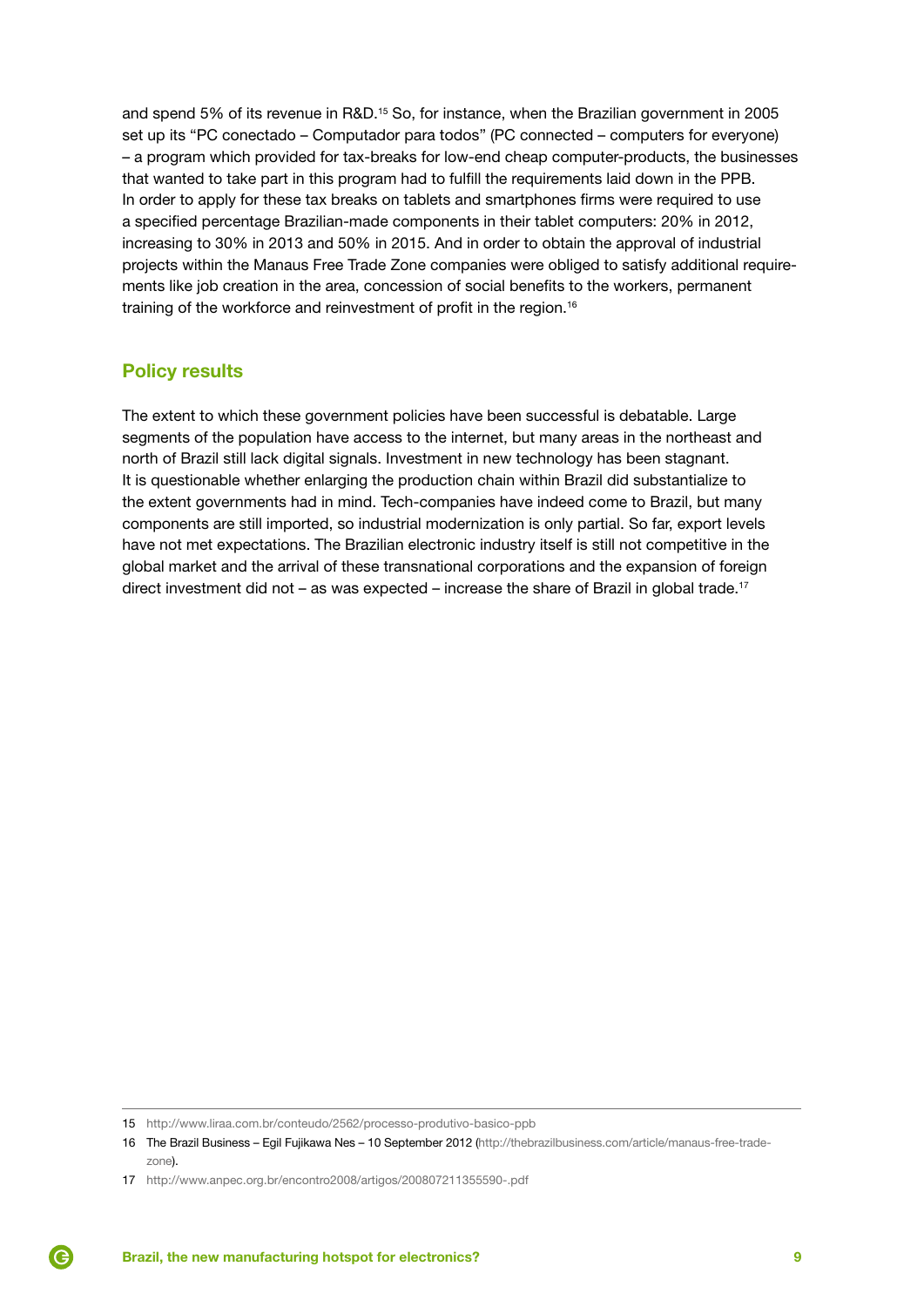and spend 5% of its revenue in R&D.[15] So, for instance, when the Brazilian government in 2005 set up its "PC conectado – Computador para todos" (PC connected – computers for everyone) – a program which provided for tax-breaks for low-end cheap computer-products, the businesses that wanted to take part in this program had to fulfill the requirements laid down in the PPB. In order to apply for these tax breaks on tablets and smartphones firms were required to use a specified percentage Brazilian-made components in their tablet computers: 20% in 2012, increasing to 30% in 2013 and 50% in 2015. And in order to obtain the approval of industrial projects within the Manaus Free Trade Zone companies were obliged to satisfy additional requirements like job creation in the area, concession of social benefits to the workers, permanent training of the workforce and reinvestment of profit in the region.[16]

## Policy results

The extent to which these government policies have been successful is debatable. Large segments of the population have access to the internet, but many areas in the northeast and north of Brazil still lack digital signals. Investment in new technology has been stagnant. It is questionable whether enlarging the production chain within Brazil did substantialize to the extent governments had in mind. Tech-companies have indeed come to Brazil, but many components are still imported, so industrial modernization is only partial. So far, export levels have not met expectations. The Brazilian electronic industry itself is still not competitive in the global market and the arrival of these transnational corporations and the expansion of foreign direct investment did not – as was expected – increase the share of Brazil in global trade.[17]

---

15 http://www.liraa.com.br/conteudo/2562/processo-produtivo-basico-ppb

16 The Brazil Business – Egil Fujikawa Nes – 10 September 2012 (http://thebrazilbusiness.com/article/manaus-free-trade-zone).

17 http://www.anpec.org.br/encontro2008/artigos/200807211355590-.pdf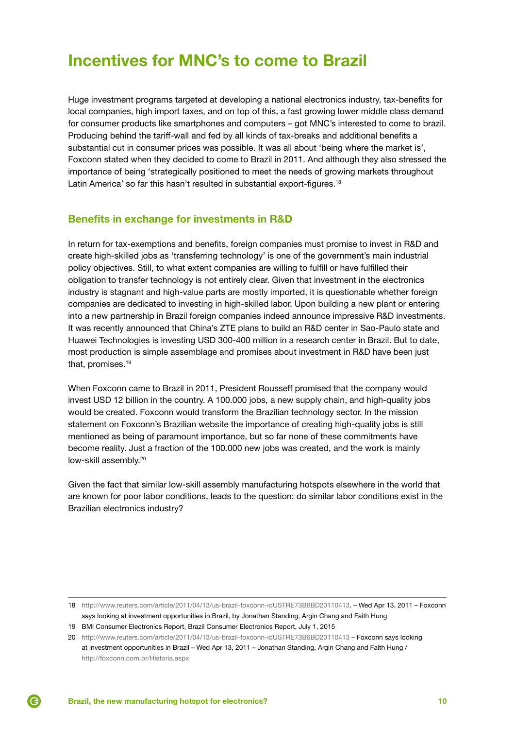# Incentives for MNC's to come to Brazil

Huge investment programs targeted at developing a national electronics industry, tax-benefits for local companies, high import taxes, and on top of this, a fast growing lower middle class demand for consumer products like smartphones and computers – got MNC's interested to come to brazil. Producing behind the tariff-wall and fed by all kinds of tax-breaks and additional benefits a substantial cut in consumer prices was possible. It was all about 'being where the market is', Foxconn stated when they decided to come to Brazil in 2011. And although they also stressed the importance of being 'strategically positioned to meet the needs of growing markets throughout Latin America' so far this hasn't resulted in substantial export-figures.[18]

## Benefits in exchange for investments in R&D

In return for tax-exemptions and benefits, foreign companies must promise to invest in R&D and create high-skilled jobs as 'transferring technology' is one of the government's main industrial policy objectives. Still, to what extent companies are willing to fulfill or have fulfilled their obligation to transfer technology is not entirely clear. Given that investment in the electronics industry is stagnant and high-value parts are mostly imported, it is questionable whether foreign companies are dedicated to investing in high-skilled labor. Upon building a new plant or entering into a new partnership in Brazil foreign companies indeed announce impressive R&D investments. It was recently announced that China's ZTE plans to build an R&D center in Sao-Paulo state and Huawei Technologies is investing USD 300-400 million in a research center in Brazil. But to date, most production is simple assemblage and promises about investment in R&D have been just that, promises.[19]

When Foxconn came to Brazil in 2011, President Rousseff promised that the company would invest USD 12 billion in the country. A 100.000 jobs, a new supply chain, and high-quality jobs would be created. Foxconn would transform the Brazilian technology sector. In the mission statement on Foxconn's Brazilian website the importance of creating high-quality jobs is still mentioned as being of paramount importance, but so far none of these commitments have become reality. Just a fraction of the 100.000 new jobs was created, and the work is mainly low-skill assembly.[20]

Given the fact that similar low-skill assembly manufacturing hotspots elsewhere in the world that are known for poor labor conditions, leads to the question: do similar labor conditions exist in the Brazilian electronics industry?

---

18 http://www.reuters.com/article/2011/04/13/us-brazil-foxconn-idUSTRE73B6BD20110413. – Wed Apr 13, 2011 – Foxconn says looking at investment opportunities in Brazil, by Jonathan Standing, Argin Chang and Faith Hung

19 BMI Consumer Electronics Report, Brazil Consumer Electronics Report, July 1, 2015

20 http://www.reuters.com/article/2011/04/13/us-brazil-foxconn-idUSTRE73B6BD20110413 – Foxconn says looking at investment opportunities in Brazil – Wed Apr 13, 2011 – Jonathan Standing, Argin Chang and Faith Hung / http://foxconn.com.br/Historia.aspx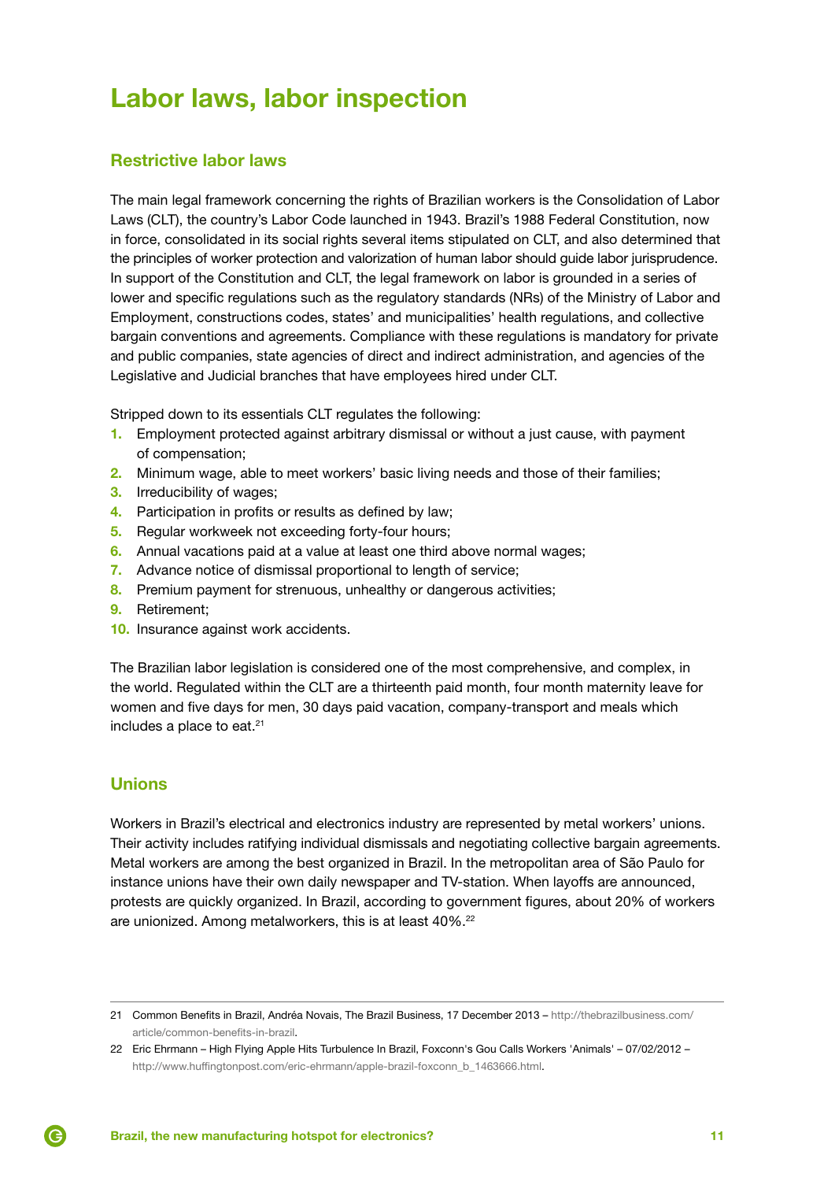# Labor laws, labor inspection

## Restrictive labor laws

The main legal framework concerning the rights of Brazilian workers is the Consolidation of Labor Laws (CLT), the country's Labor Code launched in 1943. Brazil's 1988 Federal Constitution, now in force, consolidated in its social rights several items stipulated on CLT, and also determined that the principles of worker protection and valorization of human labor should guide labor jurisprudence. In support of the Constitution and CLT, the legal framework on labor is grounded in a series of lower and specific regulations such as the regulatory standards (NRs) of the Ministry of Labor and Employment, constructions codes, states' and municipalities' health regulations, and collective bargain conventions and agreements. Compliance with these regulations is mandatory for private and public companies, state agencies of direct and indirect administration, and agencies of the Legislative and Judicial branches that have employees hired under CLT.

Stripped down to its essentials CLT regulates the following:

1. Employment protected against arbitrary dismissal or without a just cause, with payment of compensation;
2. Minimum wage, able to meet workers' basic living needs and those of their families;
3. Irreducibility of wages;
4. Participation in profits or results as defined by law;
5. Regular workweek not exceeding forty-four hours;
6. Annual vacations paid at a value at least one third above normal wages;
7. Advance notice of dismissal proportional to length of service;
8. Premium payment for strenuous, unhealthy or dangerous activities;
9. Retirement;
10. Insurance against work accidents.

The Brazilian labor legislation is considered one of the most comprehensive, and complex, in the world. Regulated within the CLT are a thirteenth paid month, four month maternity leave for women and five days for men, 30 days paid vacation, company-transport and meals which includes a place to eat.[21]

## Unions

Workers in Brazil's electrical and electronics industry are represented by metal workers' unions. Their activity includes ratifying individual dismissals and negotiating collective bargain agreements. Metal workers are among the best organized in Brazil. In the metropolitan area of São Paulo for instance unions have their own daily newspaper and TV-station. When layoffs are announced, protests are quickly organized. In Brazil, according to government figures, about 20% of workers are unionized. Among metalworkers, this is at least 40%.[22]

---

21 Common Benefits in Brazil, Andréa Novais, The Brazil Business, 17 December 2013 – http://thebrazilbusiness.com/article/common-benefits-in-brazil.

22 Eric Ehrmann – High Flying Apple Hits Turbulence In Brazil, Foxconn's Gou Calls Workers 'Animals' – 07/02/2012 – http://www.huffingtonpost.com/eric-ehrmann/apple-brazil-foxconn_b_1463666.html.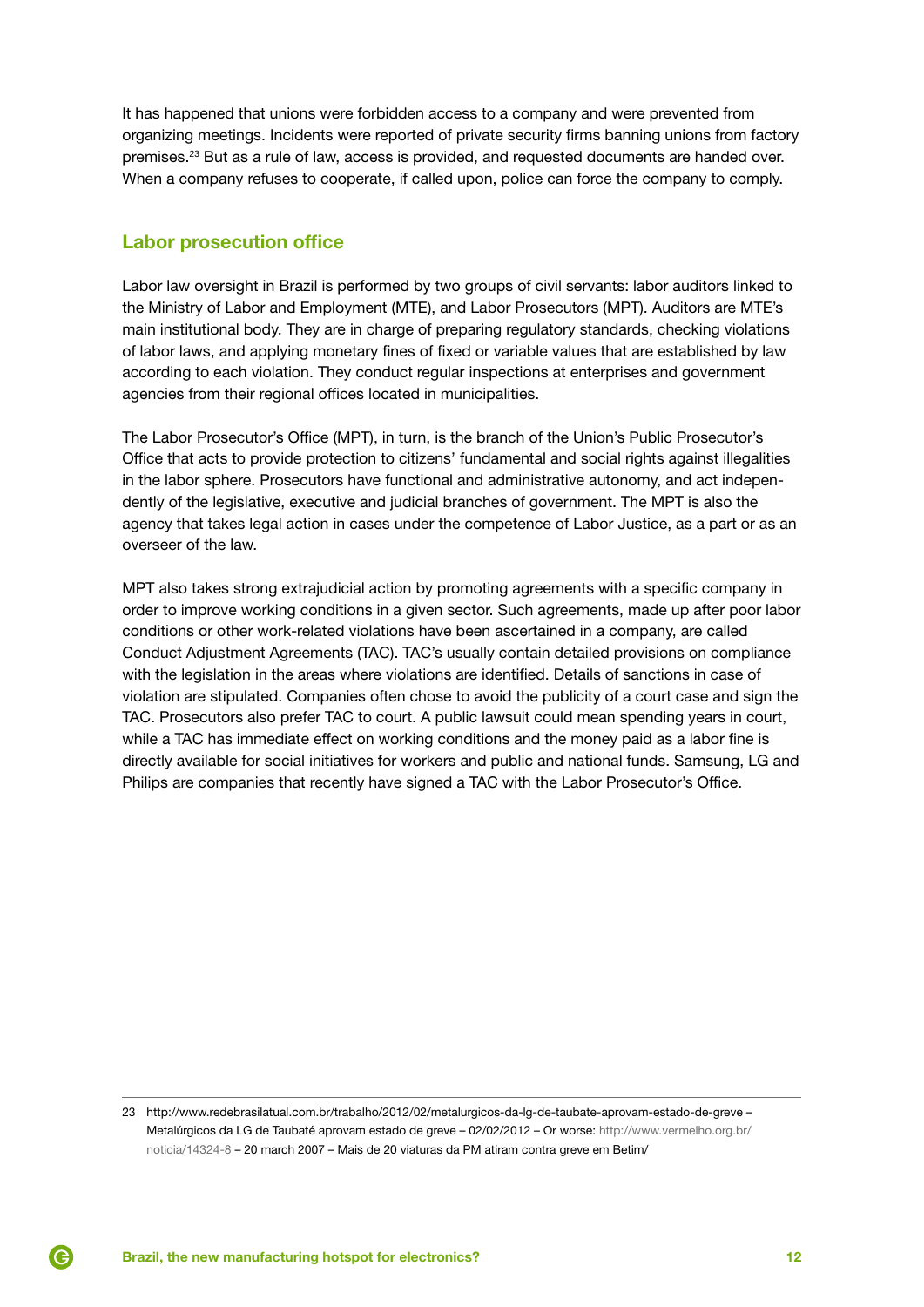It has happened that unions were forbidden access to a company and were prevented from organizing meetings. Incidents were reported of private security firms banning unions from factory premises.[23] But as a rule of law, access is provided, and requested documents are handed over. When a company refuses to cooperate, if called upon, police can force the company to comply.

## Labor prosecution office

Labor law oversight in Brazil is performed by two groups of civil servants: labor auditors linked to the Ministry of Labor and Employment (MTE), and Labor Prosecutors (MPT). Auditors are MTE's main institutional body. They are in charge of preparing regulatory standards, checking violations of labor laws, and applying monetary fines of fixed or variable values that are established by law according to each violation. They conduct regular inspections at enterprises and government agencies from their regional offices located in municipalities.

The Labor Prosecutor's Office (MPT), in turn, is the branch of the Union's Public Prosecutor's Office that acts to provide protection to citizens' fundamental and social rights against illegalities in the labor sphere. Prosecutors have functional and administrative autonomy, and act independently of the legislative, executive and judicial branches of government. The MPT is also the agency that takes legal action in cases under the competence of Labor Justice, as a part or as an overseer of the law.

MPT also takes strong extrajudicial action by promoting agreements with a specific company in order to improve working conditions in a given sector. Such agreements, made up after poor labor conditions or other work-related violations have been ascertained in a company, are called Conduct Adjustment Agreements (TAC). TAC's usually contain detailed provisions on compliance with the legislation in the areas where violations are identified. Details of sanctions in case of violation are stipulated. Companies often chose to avoid the publicity of a court case and sign the TAC. Prosecutors also prefer TAC to court. A public lawsuit could mean spending years in court, while a TAC has immediate effect on working conditions and the money paid as a labor fine is directly available for social initiatives for workers and public and national funds. Samsung, LG and Philips are companies that recently have signed a TAC with the Labor Prosecutor's Office.

---

23 http://www.redebrasilatual.com.br/trabalho/2012/02/metalurgicos-da-lg-de-taubate-aprovam-estado-de-greve – Metalúrgicos da LG de Taubaté aprovam estado de greve – 02/02/2012 – Or worse: http://www.vermelho.org.br/noticia/14324-8 – 20 march 2007 – Mais de 20 viaturas da PM atiram contra greve em Betim/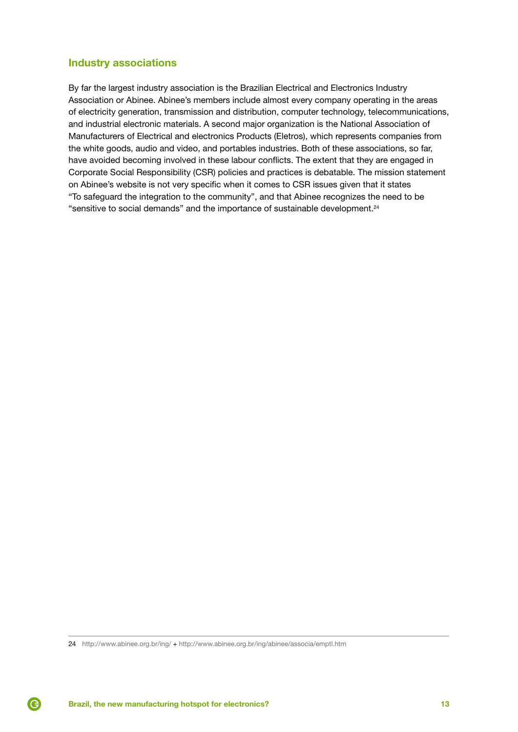## Industry associations

By far the largest industry association is the Brazilian Electrical and Electronics Industry Association or Abinee. Abinee's members include almost every company operating in the areas of electricity generation, transmission and distribution, computer technology, telecommunications, and industrial electronic materials. A second major organization is the National Association of Manufacturers of Electrical and electronics Products (Eletros), which represents companies from the white goods, audio and video, and portables industries. Both of these associations, so far, have avoided becoming involved in these labour conflicts. The extent that they are engaged in Corporate Social Responsibility (CSR) policies and practices is debatable. The mission statement on Abinee's website is not very specific when it comes to CSR issues given that it states "To safeguard the integration to the community", and that Abinee recognizes the need to be "sensitive to social demands" and the importance of sustainable development.[24]

---

24 http://www.abinee.org.br/ing/ + http://www.abinee.org.br/ing/abinee/associa/emptl.htm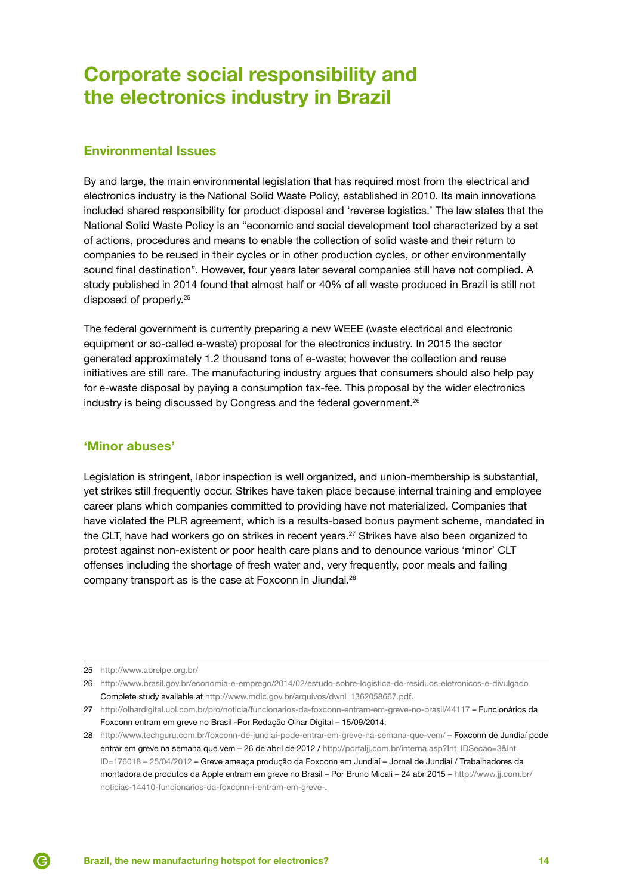# Corporate social responsibility and the electronics industry in Brazil

## Environmental Issues

By and large, the main environmental legislation that has required most from the electrical and electronics industry is the National Solid Waste Policy, established in 2010. Its main innovations included shared responsibility for product disposal and 'reverse logistics.' The law states that the National Solid Waste Policy is an "economic and social development tool characterized by a set of actions, procedures and means to enable the collection of solid waste and their return to companies to be reused in their cycles or in other production cycles, or other environmentally sound final destination". However, four years later several companies still have not complied. A study published in 2014 found that almost half or 40% of all waste produced in Brazil is still not disposed of properly.[25]

The federal government is currently preparing a new WEEE (waste electrical and electronic equipment or so-called e-waste) proposal for the electronics industry. In 2015 the sector generated approximately 1.2 thousand tons of e-waste; however the collection and reuse initiatives are still rare. The manufacturing industry argues that consumers should also help pay for e-waste disposal by paying a consumption tax-fee. This proposal by the wider electronics industry is being discussed by Congress and the federal government.[26]

## 'Minor abuses'

Legislation is stringent, labor inspection is well organized, and union-membership is substantial, yet strikes still frequently occur. Strikes have taken place because internal training and employee career plans which companies committed to providing have not materialized. Companies that have violated the PLR agreement, which is a results-based bonus payment scheme, mandated in the CLT, have had workers go on strikes in recent years.[27] Strikes have also been organized to protest against non-existent or poor health care plans and to denounce various 'minor' CLT offenses including the shortage of fresh water and, very frequently, poor meals and failing company transport as is the case at Foxconn in Jiundai.[28]

---

25 http://www.abrelpe.org.br/

26 http://www.brasil.gov.br/economia-e-emprego/2014/02/estudo-sobre-logistica-de-residuos-eletronicos-e-divulgado Complete study available at http://www.mdic.gov.br/arquivos/dwnl_1362058667.pdf.

27 http://olhardigital.uol.com.br/pro/noticia/funcionarios-da-foxconn-entram-em-greve-no-brasil/44117 – Funcionários da Foxconn entram em greve no Brasil -Por Redação Olhar Digital – 15/09/2014.

28 http://www.techguru.com.br/foxconn-de-jundiai-pode-entrar-em-greve-na-semana-que-vem/ – Foxconn de Jundiaí pode entrar em greve na semana que vem – 26 de abril de 2012 / http://portaljj.com.br/interna.asp?Int_IDSecao=3&Int_ID=176018 – 25/04/2012 – Greve ameaça produção da Foxconn em Jundiaí – Jornal de Jundiai / Trabalhadores da montadora de produtos da Apple entram em greve no Brasil – Por Bruno Micali – 24 abr 2015 – http://www.jj.com.br/noticias-14410-funcionarios-da-foxconn-i-entram-em-greve-.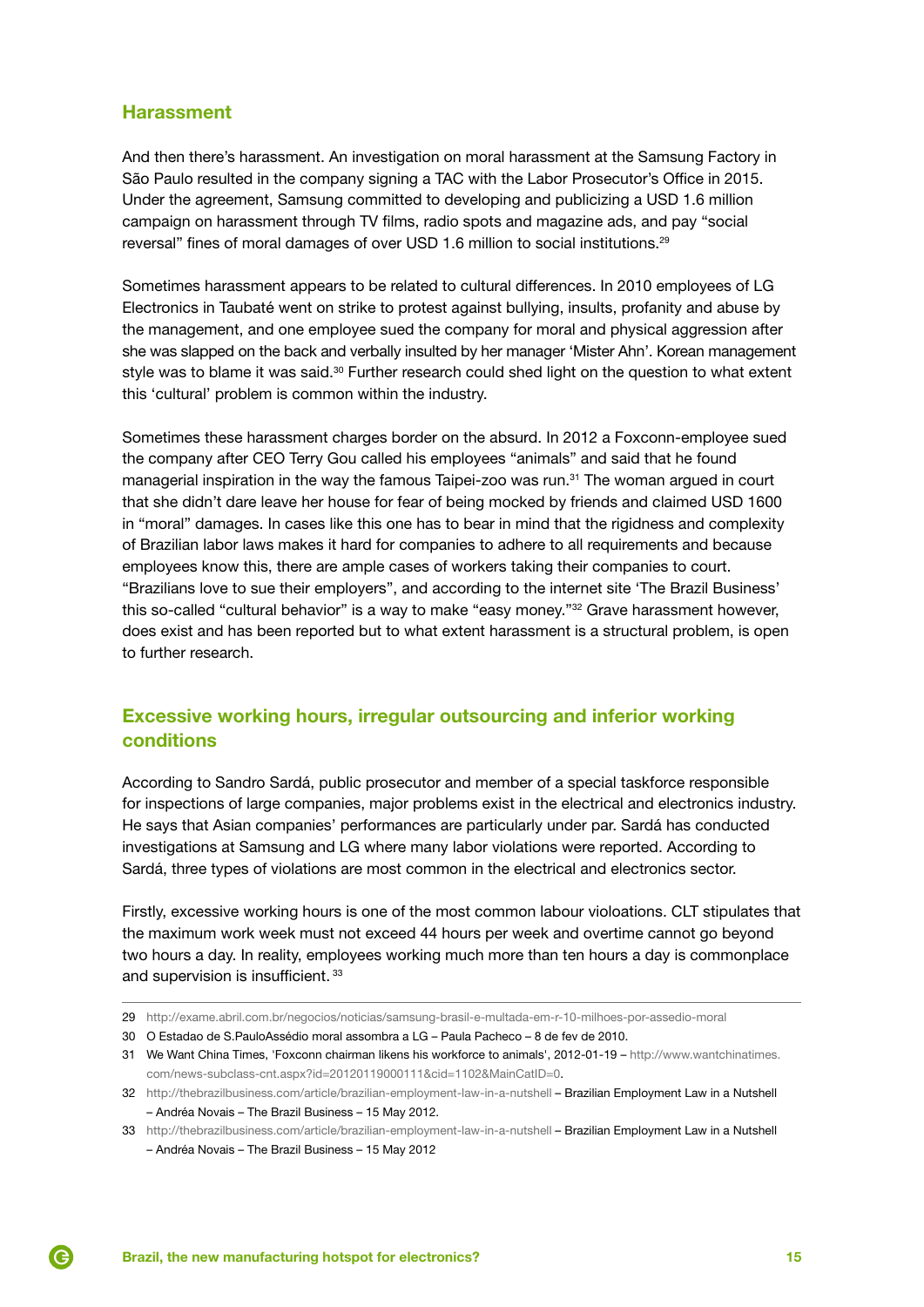## Harassment

And then there's harassment. An investigation on moral harassment at the Samsung Factory in São Paulo resulted in the company signing a TAC with the Labor Prosecutor's Office in 2015. Under the agreement, Samsung committed to developing and publicizing a USD 1.6 million campaign on harassment through TV films, radio spots and magazine ads, and pay "social reversal" fines of moral damages of over USD 1.6 million to social institutions.[29]

Sometimes harassment appears to be related to cultural differences. In 2010 employees of LG Electronics in Taubaté went on strike to protest against bullying, insults, profanity and abuse by the management, and one employee sued the company for moral and physical aggression after she was slapped on the back and verbally insulted by her manager 'Mister Ahn'. Korean management style was to blame it was said.[30] Further research could shed light on the question to what extent this 'cultural' problem is common within the industry.

Sometimes these harassment charges border on the absurd. In 2012 a Foxconn-employee sued the company after CEO Terry Gou called his employees "animals" and said that he found managerial inspiration in the way the famous Taipei-zoo was run.[31] The woman argued in court that she didn't dare leave her house for fear of being mocked by friends and claimed USD 1600 in "moral" damages. In cases like this one has to bear in mind that the rigidness and complexity of Brazilian labor laws makes it hard for companies to adhere to all requirements and because employees know this, there are ample cases of workers taking their companies to court. "Brazilians love to sue their employers", and according to the internet site 'The Brazil Business' this so-called "cultural behavior" is a way to make "easy money."[32] Grave harassment however, does exist and has been reported but to what extent harassment is a structural problem, is open to further research.

## Excessive working hours, irregular outsourcing and inferior working conditions

According to Sandro Sardá, public prosecutor and member of a special taskforce responsible for inspections of large companies, major problems exist in the electrical and electronics industry. He says that Asian companies' performances are particularly under par. Sardá has conducted investigations at Samsung and LG where many labor violations were reported. According to Sardá, three types of violations are most common in the electrical and electronics sector.

Firstly, excessive working hours is one of the most common labour violoations. CLT stipulates that the maximum work week must not exceed 44 hours per week and overtime cannot go beyond two hours a day. In reality, employees working much more than ten hours a day is commonplace and supervision is insufficient. [33]

---

29 http://exame.abril.com.br/negocios/noticias/samsung-brasil-e-multada-em-r-10-milhoes-por-assedio-moral

30 O Estadao de S.PauloAssédio moral assombra a LG – Paula Pacheco – 8 de fev de 2010.

31 We Want China Times, 'Foxconn chairman likens his workforce to animals', 2012-01-19 – http://www.wantchinatimes.com/news-subclass-cnt.aspx?id=20120119000111&cid=1102&MainCatID=0.

32 http://thebrazilbusiness.com/article/brazilian-employment-law-in-a-nutshell – Brazilian Employment Law in a Nutshell – Andréa Novais – The Brazil Business – 15 May 2012.

33 http://thebrazilbusiness.com/article/brazilian-employment-law-in-a-nutshell – Brazilian Employment Law in a Nutshell – Andréa Novais – The Brazil Business – 15 May 2012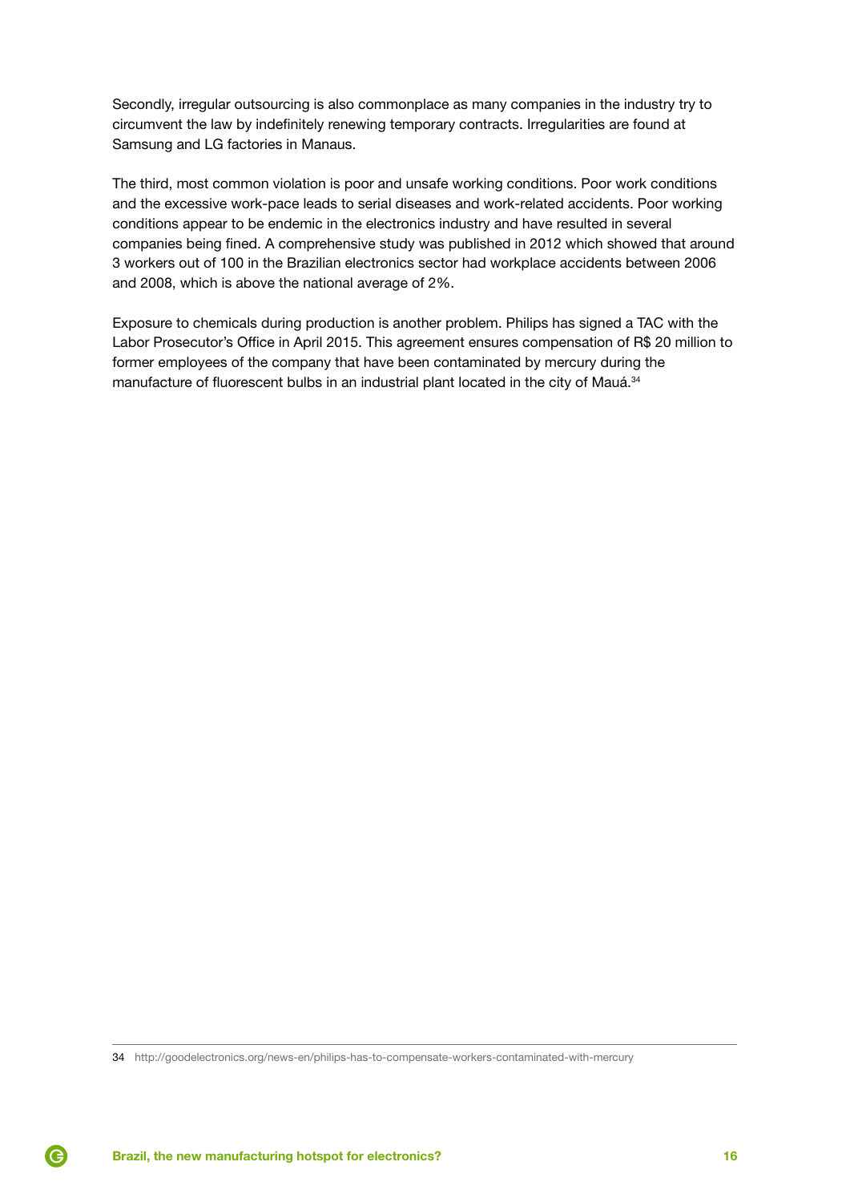Secondly, irregular outsourcing is also commonplace as many companies in the industry try to circumvent the law by indefinitely renewing temporary contracts. Irregularities are found at Samsung and LG factories in Manaus.

The third, most common violation is poor and unsafe working conditions. Poor work conditions and the excessive work-pace leads to serial diseases and work-related accidents. Poor working conditions appear to be endemic in the electronics industry and have resulted in several companies being fined. A comprehensive study was published in 2012 which showed that around 3 workers out of 100 in the Brazilian electronics sector had workplace accidents between 2006 and 2008, which is above the national average of 2%.

Exposure to chemicals during production is another problem. Philips has signed a TAC with the Labor Prosecutor's Office in April 2015. This agreement ensures compensation of R$ 20 million to former employees of the company that have been contaminated by mercury during the manufacture of fluorescent bulbs in an industrial plant located in the city of Mauá.[34]

---

34 http://goodelectronics.org/news-en/philips-has-to-compensate-workers-contaminated-with-mercury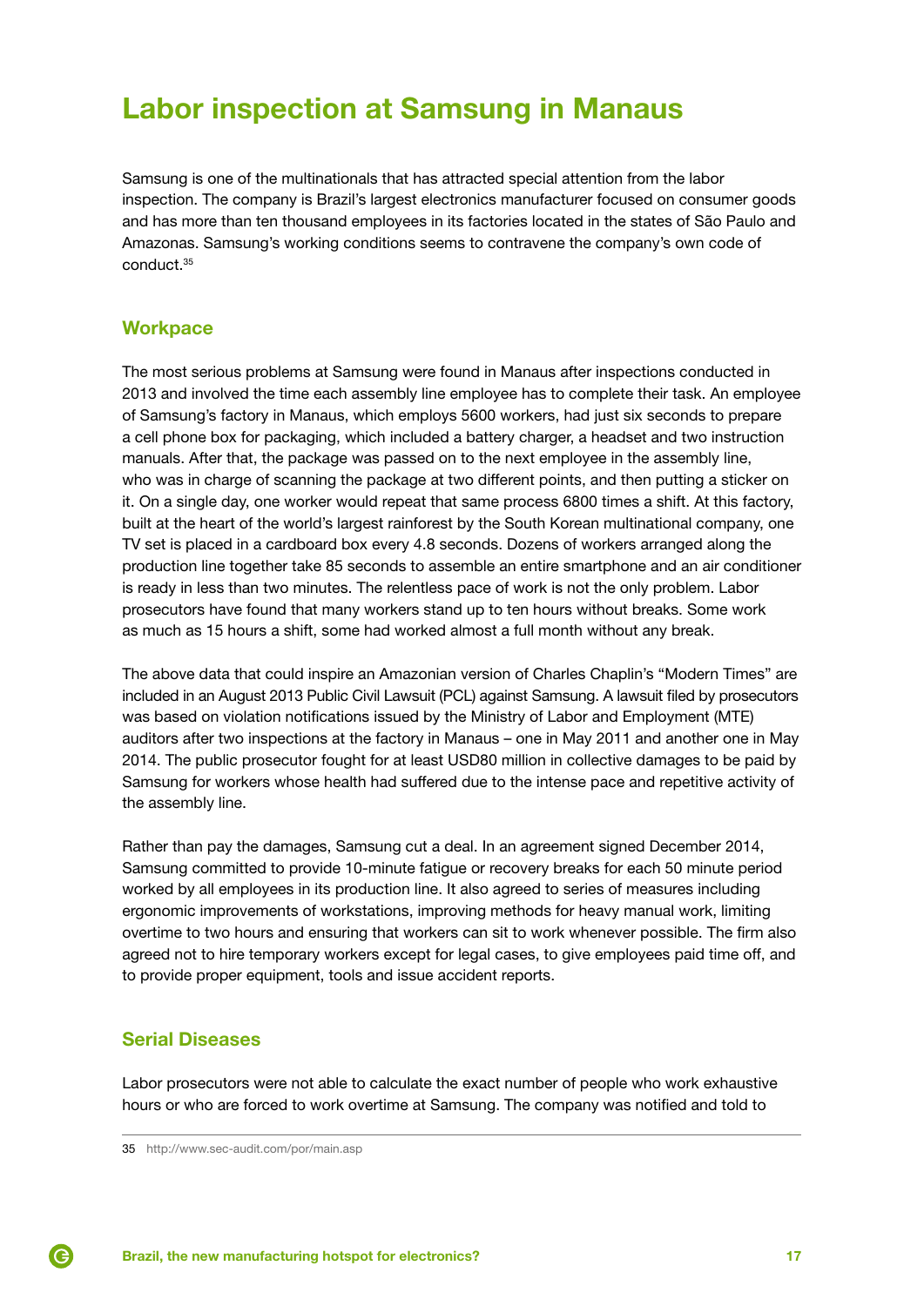# Labor inspection at Samsung in Manaus

Samsung is one of the multinationals that has attracted special attention from the labor inspection. The company is Brazil's largest electronics manufacturer focused on consumer goods and has more than ten thousand employees in its factories located in the states of São Paulo and Amazonas. Samsung's working conditions seems to contravene the company's own code of conduct.[35]

## Workpace

The most serious problems at Samsung were found in Manaus after inspections conducted in 2013 and involved the time each assembly line employee has to complete their task. An employee of Samsung's factory in Manaus, which employs 5600 workers, had just six seconds to prepare a cell phone box for packaging, which included a battery charger, a headset and two instruction manuals. After that, the package was passed on to the next employee in the assembly line, who was in charge of scanning the package at two different points, and then putting a sticker on it. On a single day, one worker would repeat that same process 6800 times a shift. At this factory, built at the heart of the world's largest rainforest by the South Korean multinational company, one TV set is placed in a cardboard box every 4.8 seconds. Dozens of workers arranged along the production line together take 85 seconds to assemble an entire smartphone and an air conditioner is ready in less than two minutes. The relentless pace of work is not the only problem. Labor prosecutors have found that many workers stand up to ten hours without breaks. Some work as much as 15 hours a shift, some had worked almost a full month without any break.

The above data that could inspire an Amazonian version of Charles Chaplin's "Modern Times" are included in an August 2013 Public Civil Lawsuit (PCL) against Samsung. A lawsuit filed by prosecutors was based on violation notifications issued by the Ministry of Labor and Employment (MTE) auditors after two inspections at the factory in Manaus – one in May 2011 and another one in May 2014. The public prosecutor fought for at least USD80 million in collective damages to be paid by Samsung for workers whose health had suffered due to the intense pace and repetitive activity of the assembly line.

Rather than pay the damages, Samsung cut a deal. In an agreement signed December 2014, Samsung committed to provide 10-minute fatigue or recovery breaks for each 50 minute period worked by all employees in its production line. It also agreed to series of measures including ergonomic improvements of workstations, improving methods for heavy manual work, limiting overtime to two hours and ensuring that workers can sit to work whenever possible. The firm also agreed not to hire temporary workers except for legal cases, to give employees paid time off, and to provide proper equipment, tools and issue accident reports.

## Serial Diseases

Labor prosecutors were not able to calculate the exact number of people who work exhaustive hours or who are forced to work overtime at Samsung. The company was notified and told to

[35] http://www.sec-audit.com/por/main.asp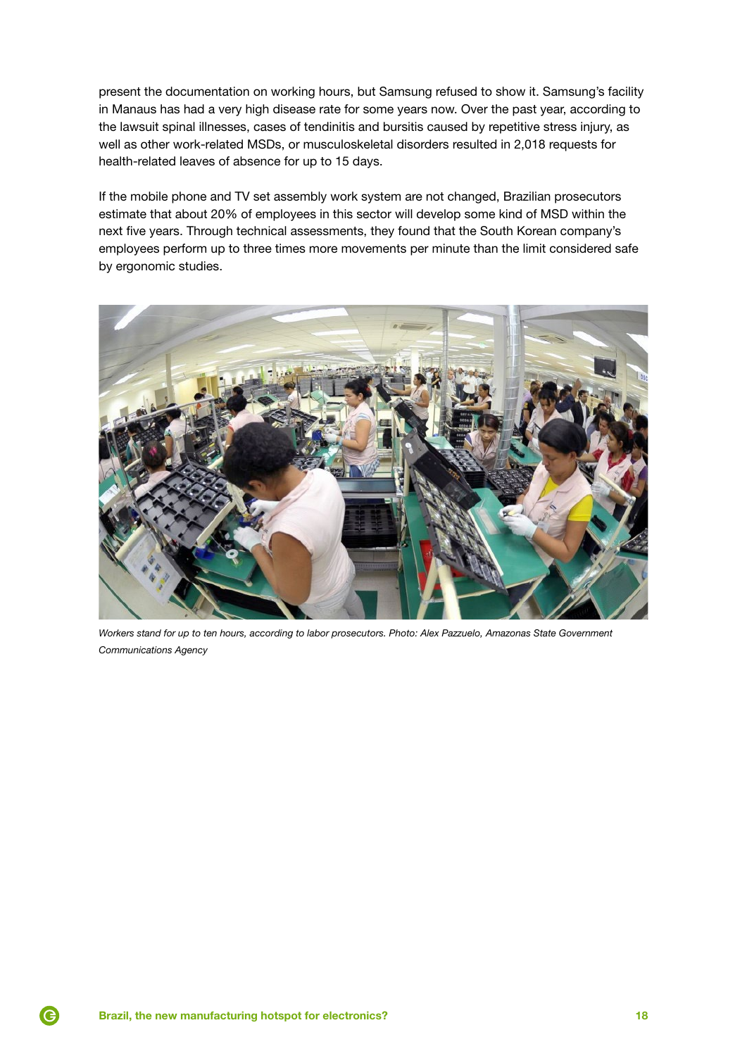present the documentation on working hours, but Samsung refused to show it. Samsung's facility in Manaus has had a very high disease rate for some years now. Over the past year, according to the lawsuit spinal illnesses, cases of tendinitis and bursitis caused by repetitive stress injury, as well as other work-related MSDs, or musculoskeletal disorders resulted in 2,018 requests for health-related leaves of absence for up to 15 days.

If the mobile phone and TV set assembly work system are not changed, Brazilian prosecutors estimate that about 20% of employees in this sector will develop some kind of MSD within the next five years. Through technical assessments, they found that the South Korean company's employees perform up to three times more movements per minute than the limit considered safe by ergonomic studies.

*Workers stand for up to ten hours, according to labor prosecutors. Photo: Alex Pazzuelo, Amazonas State Government Communications Agency*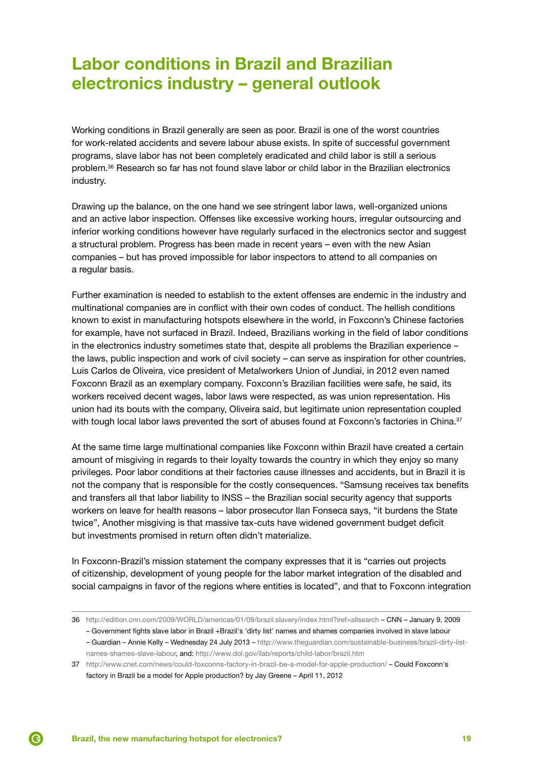# Labor conditions in Brazil and Brazilian electronics industry – general outlook

Working conditions in Brazil generally are seen as poor. Brazil is one of the worst countries for work-related accidents and severe labour abuse exists. In spite of successful government programs, slave labor has not been completely eradicated and child labor is still a serious problem.[36] Research so far has not found slave labor or child labor in the Brazilian electronics industry.

Drawing up the balance, on the one hand we see stringent labor laws, well-organized unions and an active labor inspection. Offenses like excessive working hours, irregular outsourcing and inferior working conditions however have regularly surfaced in the electronics sector and suggest a structural problem. Progress has been made in recent years – even with the new Asian companies – but has proved impossible for labor inspectors to attend to all companies on a regular basis.

Further examination is needed to establish to the extent offenses are endemic in the industry and multinational companies are in conflict with their own codes of conduct. The hellish conditions known to exist in manufacturing hotspots elsewhere in the world, in Foxconn's Chinese factories for example, have not surfaced in Brazil. Indeed, Brazilians working in the field of labor conditions in the electronics industry sometimes state that, despite all problems the Brazilian experience – the laws, public inspection and work of civil society – can serve as inspiration for other countries. Luis Carlos de Oliveira, vice president of Metalworkers Union of Jundiai, in 2012 even named Foxconn Brazil as an exemplary company. Foxconn's Brazilian facilities were safe, he said, its workers received decent wages, labor laws were respected, as was union representation. His union had its bouts with the company, Oliveira said, but legitimate union representation coupled with tough local labor laws prevented the sort of abuses found at Foxconn's factories in China.[37]

At the same time large multinational companies like Foxconn within Brazil have created a certain amount of misgiving in regards to their loyalty towards the country in which they enjoy so many privileges. Poor labor conditions at their factories cause illnesses and accidents, but in Brazil it is not the company that is responsible for the costly consequences. "Samsung receives tax benefits and transfers all that labor liability to INSS – the Brazilian social security agency that supports workers on leave for health reasons – labor prosecutor Ilan Fonseca says, "it burdens the State twice", Another misgiving is that massive tax-cuts have widened government budget deficit but investments promised in return often didn't materialize.

In Foxconn-Brazil's mission statement the company expresses that it is "carries out projects of citizenship, development of young people for the labor market integration of the disabled and social campaigns in favor of the regions where entities is located", and that to Foxconn integration

---

36 http://edition.cnn.com/2009/WORLD/americas/01/09/brazil.slavery/index.html?iref=allsearch – CNN – January 9, 2009 – Government fights slave labor in Brazil +Brazil's 'dirty list' names and shames companies involved in slave labour – Guardian – Annie Kelly – Wednesday 24 July 2013 – http://www.theguardian.com/sustainable-business/brazil-dirty-list-names-shames-slave-labour, and: http://www.dol.gov/ilab/reports/child-labor/brazil.htm

37 http://www.cnet.com/news/could-foxconns-factory-in-brazil-be-a-model-for-apple-production/ – Could Foxconn's factory in Brazil be a model for Apple production? by Jay Greene – April 11, 2012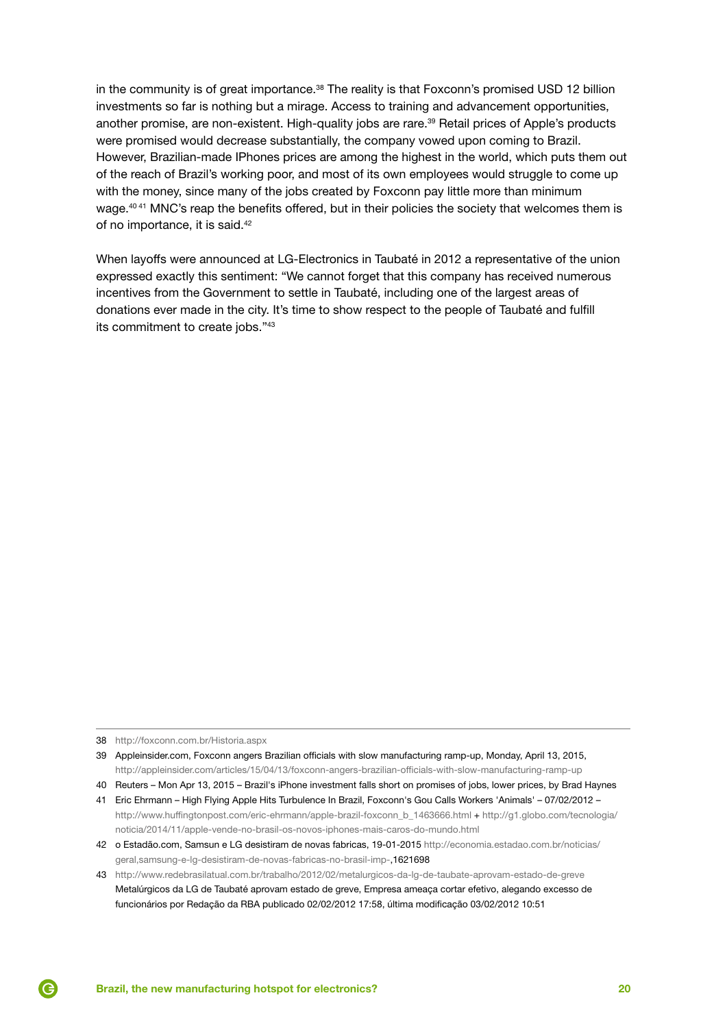in the community is of great importance.[38] The reality is that Foxconn's promised USD 12 billion investments so far is nothing but a mirage. Access to training and advancement opportunities, another promise, are non-existent. High-quality jobs are rare.[39] Retail prices of Apple's products were promised would decrease substantially, the company vowed upon coming to Brazil. However, Brazilian-made IPhones prices are among the highest in the world, which puts them out of the reach of Brazil's working poor, and most of its own employees would struggle to come up with the money, since many of the jobs created by Foxconn pay little more than minimum wage.[40 41] MNC's reap the benefits offered, but in their policies the society that welcomes them is of no importance, it is said.[42]

When layoffs were announced at LG-Electronics in Taubaté in 2012 a representative of the union expressed exactly this sentiment: "We cannot forget that this company has received numerous incentives from the Government to settle in Taubaté, including one of the largest areas of donations ever made in the city. It's time to show respect to the people of Taubaté and fulfill its commitment to create jobs."[43]

---

38 http://foxconn.com.br/Historia.aspx

39 Appleinsider.com, Foxconn angers Brazilian officials with slow manufacturing ramp-up, Monday, April 13, 2015, http://appleinsider.com/articles/15/04/13/foxconn-angers-brazilian-officials-with-slow-manufacturing-ramp-up

40 Reuters – Mon Apr 13, 2015 – Brazil's iPhone investment falls short on promises of jobs, lower prices, by Brad Haynes

41 Eric Ehrmann – High Flying Apple Hits Turbulence In Brazil, Foxconn's Gou Calls Workers 'Animals' – 07/02/2012 – http://www.huffingtonpost.com/eric-ehrmann/apple-brazil-foxconn_b_1463666.html + http://g1.globo.com/tecnologia/noticia/2014/11/apple-vende-no-brasil-os-novos-iphones-mais-caros-do-mundo.html

42 o Estadão.com, Samsun e LG desistiram de novas fabricas, 19-01-2015 http://economia.estadao.com.br/noticias/geral,samsung-e-lg-desistiram-de-novas-fabricas-no-brasil-imp-,1621698

43 http://www.redebrasilatual.com.br/trabalho/2012/02/metalurgicos-da-lg-de-taubate-aprovam-estado-de-greve Metalúrgicos da LG de Taubaté aprovam estado de greve, Empresa ameaça cortar efetivo, alegando excesso de funcionários por Redação da RBA publicado 02/02/2012 17:58, última modificação 03/02/2012 10:51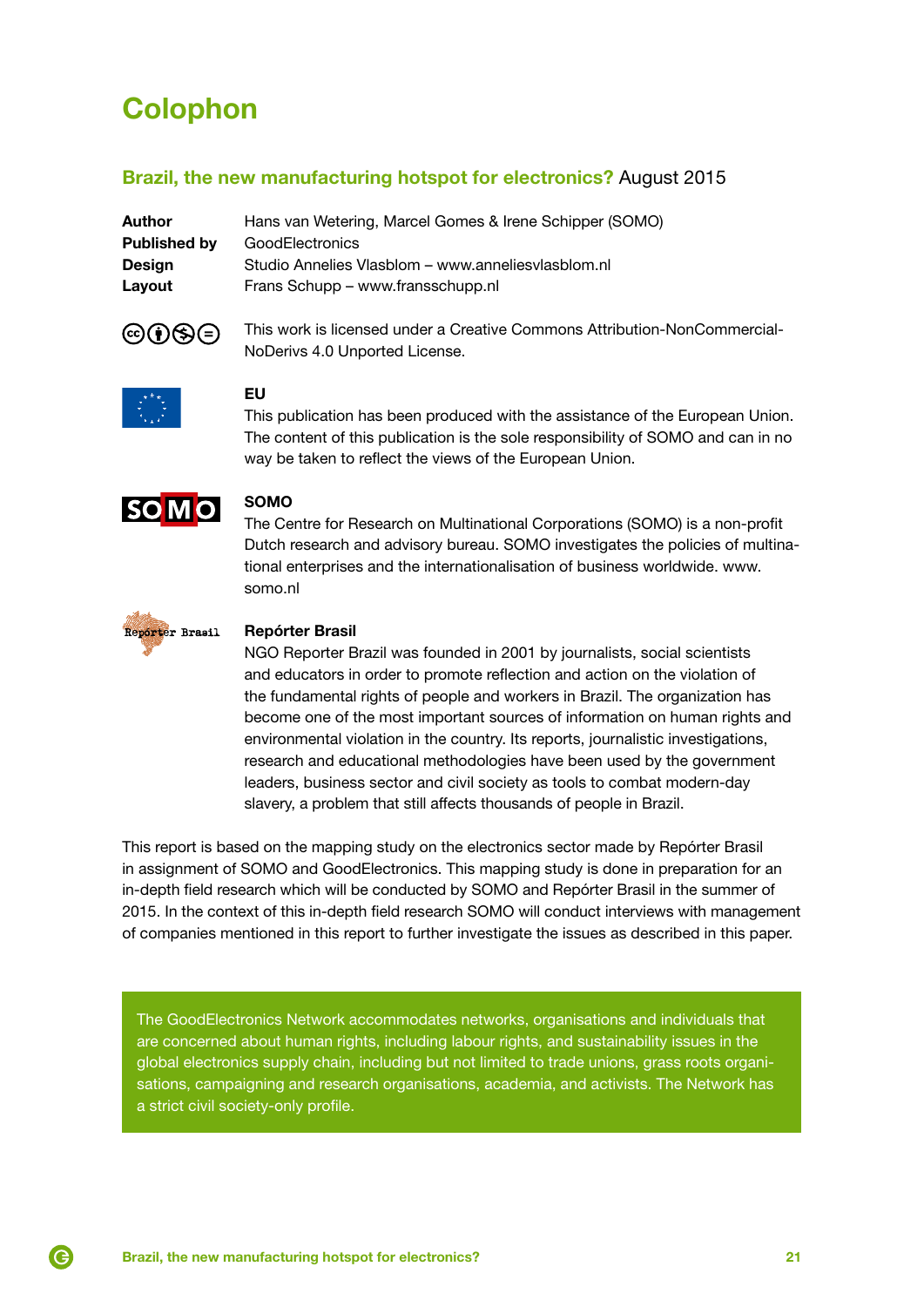# Colophon

## Brazil, the new manufacturing hotspot for electronics? August 2015

**Author** Hans van Wetering, Marcel Gomes & Irene Schipper (SOMO)
**Published by** GoodElectronics
**Design** Studio Annelies Vlasblom – www.anneliesvlasblom.nl
**Layout** Frans Schupp – www.fransschupp.nl

This work is licensed under a Creative Commons Attribution-NonCommercial-NoDerivs 4.0 Unported License.

**EU**
This publication has been produced with the assistance of the European Union. The content of this publication is the sole responsibility of SOMO and can in no way be taken to reflect the views of the European Union.

**SOMO**
The Centre for Research on Multinational Corporations (SOMO) is a non-profit Dutch research and advisory bureau. SOMO investigates the policies of multinational enterprises and the internationalisation of business worldwide. www.somo.nl

**Repórter Brasil**
NGO Reporter Brazil was founded in 2001 by journalists, social scientists and educators in order to promote reflection and action on the violation of the fundamental rights of people and workers in Brazil. The organization has become one of the most important sources of information on human rights and environmental violation in the country. Its reports, journalistic investigations, research and educational methodologies have been used by the government leaders, business sector and civil society as tools to combat modern-day slavery, a problem that still affects thousands of people in Brazil.

This report is based on the mapping study on the electronics sector made by Repórter Brasil in assignment of SOMO and GoodElectronics. This mapping study is done in preparation for an in-depth field research which will be conducted by SOMO and Repórter Brasil in the summer of 2015. In the context of this in-depth field research SOMO will conduct interviews with management of companies mentioned in this report to further investigate the issues as described in this paper.

The GoodElectronics Network accommodates networks, organisations and individuals that are concerned about human rights, including labour rights, and sustainability issues in the global electronics supply chain, including but not limited to trade unions, grass roots organisations, campaigning and research organisations, academia, and activists. The Network has a strict civil society-only profile.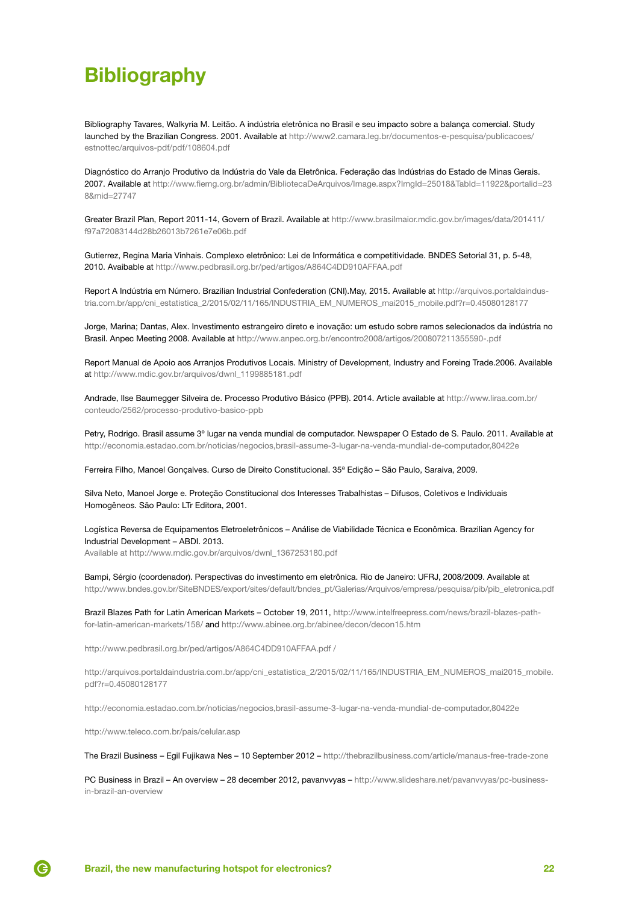# Bibliography

Bibliography Tavares, Walkyria M. Leitão. A indústria eletrônica no Brasil e seu impacto sobre a balança comercial. Study launched by the Brazilian Congress. 2001. Available at http://www2.camara.leg.br/documentos-e-pesquisa/publicacoes/estnottec/arquivos-pdf/pdf/108604.pdf

Diagnóstico do Arranjo Produtivo da Indústria do Vale da Eletrônica. Federação das Indústrias do Estado de Minas Gerais. 2007. Available at http://www.fiemg.org.br/admin/BibliotecaDeArquivos/Image.aspx?ImgId=25018&TabId=11922&portalid=238&mid=27747

Greater Brazil Plan, Report 2011-14, Govern of Brazil. Available at http://www.brasilmaior.mdic.gov.br/images/data/201411/f97a72083144d28b26013b7261e7e06b.pdf

Gutierrez, Regina Maria Vinhais. Complexo eletrônico: Lei de Informática e competitividade. BNDES Setorial 31, p. 5-48, 2010. Avaibable at http://www.pedbrasil.org.br/ped/artigos/A864C4DD910AFFAA.pdf

Report A Indústria em Número. Brazilian Industrial Confederation (CNI).May, 2015. Available at http://arquivos.portaldaindustria.com.br/app/cni_estatistica_2/2015/02/11/165/INDUSTRIA_EM_NUMEROS_mai2015_mobile.pdf?r=0.45080128177

Jorge, Marina; Dantas, Alex. Investimento estrangeiro direto e inovação: um estudo sobre ramos selecionados da indústria no Brasil. Anpec Meeting 2008. Available at http://www.anpec.org.br/encontro2008/artigos/200807211355590-.pdf

Report Manual de Apoio aos Arranjos Produtivos Locais. Ministry of Development, Industry and Foreing Trade.2006. Available at http://www.mdic.gov.br/arquivos/dwnl_1199885181.pdf

Andrade, Ilse Baumegger Silveira de. Processo Produtivo Básico (PPB). 2014. Article available at http://www.liraa.com.br/conteudo/2562/processo-produtivo-basico-ppb

Petry, Rodrigo. Brasil assume 3º lugar na venda mundial de computador. Newspaper O Estado de S. Paulo. 2011. Available at http://economia.estadao.com.br/noticias/negocios,brasil-assume-3-lugar-na-venda-mundial-de-computador,80422e

Ferreira Filho, Manoel Gonçalves. Curso de Direito Constitucional. 35ª Edição – São Paulo, Saraiva, 2009.

Silva Neto, Manoel Jorge e. Proteção Constitucional dos Interesses Trabalhistas – Difusos, Coletivos e Individuais Homogêneos. São Paulo: LTr Editora, 2001.

Logística Reversa de Equipamentos Eletroeletrônicos – Análise de Viabilidade Técnica e Econômica. Brazilian Agency for Industrial Development – ABDI. 2013.
Available at http://www.mdic.gov.br/arquivos/dwnl_1367253180.pdf

Bampi, Sérgio (coordenador). Perspectivas do investimento em eletrônica. Rio de Janeiro: UFRJ, 2008/2009. Available at http://www.bndes.gov.br/SiteBNDES/export/sites/default/bndes_pt/Galerias/Arquivos/empresa/pesquisa/pib/pib_eletronica.pdf

Brazil Blazes Path for Latin American Markets – October 19, 2011, http://www.intelfreepress.com/news/brazil-blazes-path-for-latin-american-markets/158/ and http://www.abinee.org.br/abinee/decon/decon15.htm

http://www.pedbrasil.org.br/ped/artigos/A864C4DD910AFFAA.pdf /

http://arquivos.portaldaindustria.com.br/app/cni_estatistica_2/2015/02/11/165/INDUSTRIA_EM_NUMEROS_mai2015_mobile.pdf?r=0.45080128177

http://economia.estadao.com.br/noticias/negocios,brasil-assume-3-lugar-na-venda-mundial-de-computador,80422e

http://www.teleco.com.br/pais/celular.asp

The Brazil Business – Egil Fujikawa Nes – 10 September 2012 – http://thebrazilbusiness.com/article/manaus-free-trade-zone

PC Business in Brazil – An overview – 28 december 2012, pavanvvyas – http://www.slideshare.net/pavanvvyas/pc-business-in-brazil-an-overview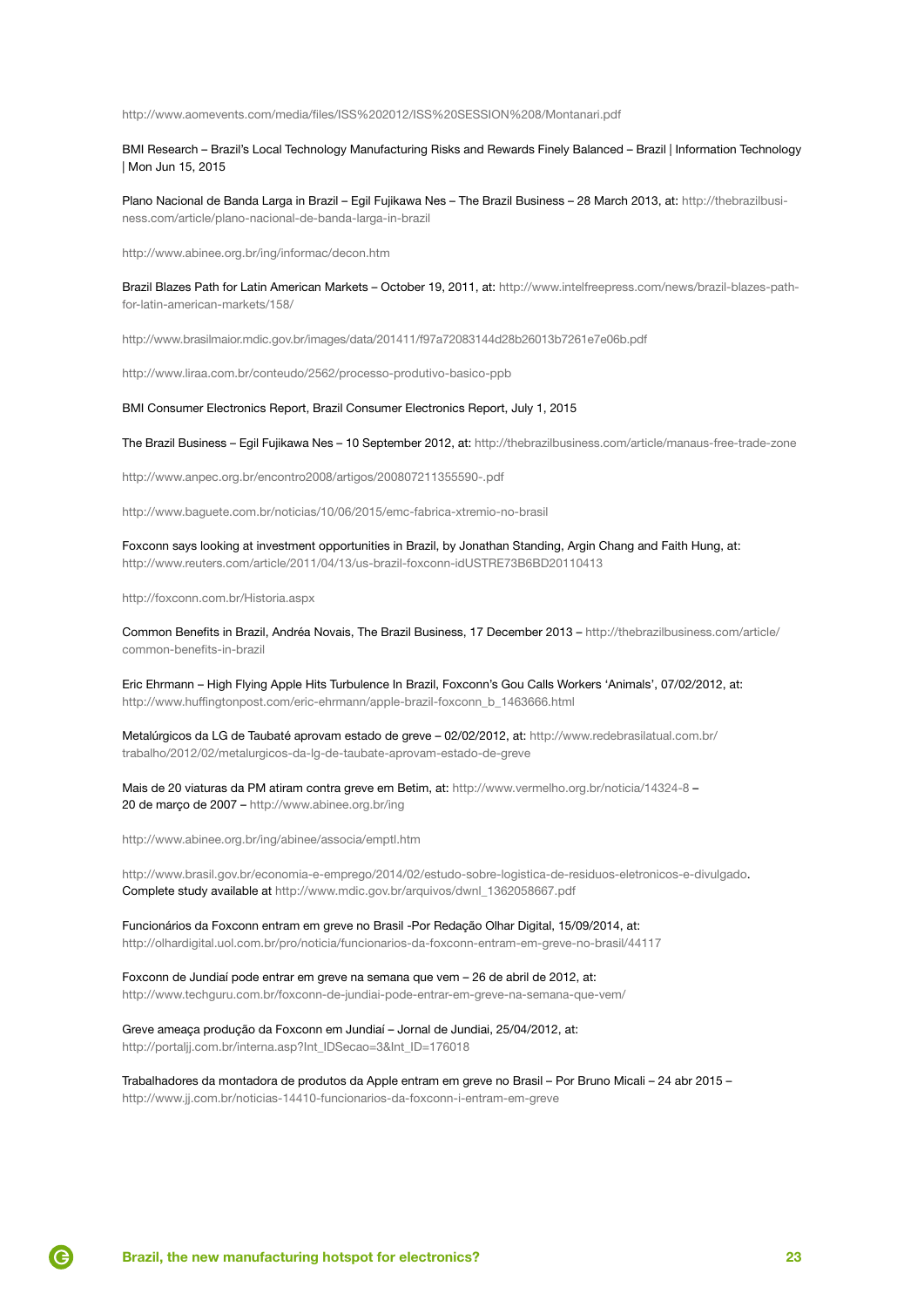http://www.aomevents.com/media/files/ISS%202012/ISS%20SESSION%208/Montanari.pdf

BMI Research – Brazil's Local Technology Manufacturing Risks and Rewards Finely Balanced – Brazil | Information Technology | Mon Jun 15, 2015

Plano Nacional de Banda Larga in Brazil – Egil Fujikawa Nes – The Brazil Business – 28 March 2013, at: http://thebrazilbusiness.com/article/plano-nacional-de-banda-larga-in-brazil

http://www.abinee.org.br/ing/informac/decon.htm

Brazil Blazes Path for Latin American Markets – October 19, 2011, at: http://www.intelfreepress.com/news/brazil-blazes-path-for-latin-american-markets/158/

http://www.brasilmaior.mdic.gov.br/images/data/201411/f97a72083144d28b26013b7261e7e06b.pdf

http://www.liraa.com.br/conteudo/2562/processo-produtivo-basico-ppb

BMI Consumer Electronics Report, Brazil Consumer Electronics Report, July 1, 2015

The Brazil Business – Egil Fujikawa Nes – 10 September 2012, at: http://thebrazilbusiness.com/article/manaus-free-trade-zone

http://www.anpec.org.br/encontro2008/artigos/200807211355590-.pdf

http://www.baguete.com.br/noticias/10/06/2015/emc-fabrica-xtremio-no-brasil

Foxconn says looking at investment opportunities in Brazil, by Jonathan Standing, Argin Chang and Faith Hung, at: http://www.reuters.com/article/2011/04/13/us-brazil-foxconn-idUSTRE73B6BD20110413

http://foxconn.com.br/Historia.aspx

Common Benefits in Brazil, Andréa Novais, The Brazil Business, 17 December 2013 – http://thebrazilbusiness.com/article/common-benefits-in-brazil

Eric Ehrmann – High Flying Apple Hits Turbulence In Brazil, Foxconn's Gou Calls Workers 'Animals', 07/02/2012, at: http://www.huffingtonpost.com/eric-ehrmann/apple-brazil-foxconn_b_1463666.html

Metalúrgicos da LG de Taubaté aprovam estado de greve – 02/02/2012, at: http://www.redebrasilatual.com.br/trabalho/2012/02/metalurgicos-da-lg-de-taubate-aprovam-estado-de-greve

Mais de 20 viaturas da PM atiram contra greve em Betim, at: http://www.vermelho.org.br/noticia/14324-8 – 20 de março de 2007 – http://www.abinee.org.br/ing

http://www.abinee.org.br/ing/abinee/associa/emptl.htm

http://www.brasil.gov.br/economia-e-emprego/2014/02/estudo-sobre-logistica-de-residuos-eletronicos-e-divulgado. Complete study available at http://www.mdic.gov.br/arquivos/dwnl_1362058667.pdf

Funcionários da Foxconn entram em greve no Brasil -Por Redação Olhar Digital, 15/09/2014, at: http://olhardigital.uol.com.br/pro/noticia/funcionarios-da-foxconn-entram-em-greve-no-brasil/44117

Foxconn de Jundiaí pode entrar em greve na semana que vem – 26 de abril de 2012, at: http://www.techguru.com.br/foxconn-de-jundiai-pode-entrar-em-greve-na-semana-que-vem/

Greve ameaça produção da Foxconn em Jundiaí – Jornal de Jundiai, 25/04/2012, at: http://portaljj.com.br/interna.asp?Int_IDSecao=3&Int_ID=176018

Trabalhadores da montadora de produtos da Apple entram em greve no Brasil – Por Bruno Micali – 24 abr 2015 – http://www.jj.com.br/noticias-14410-funcionarios-da-foxconn-i-entram-em-greve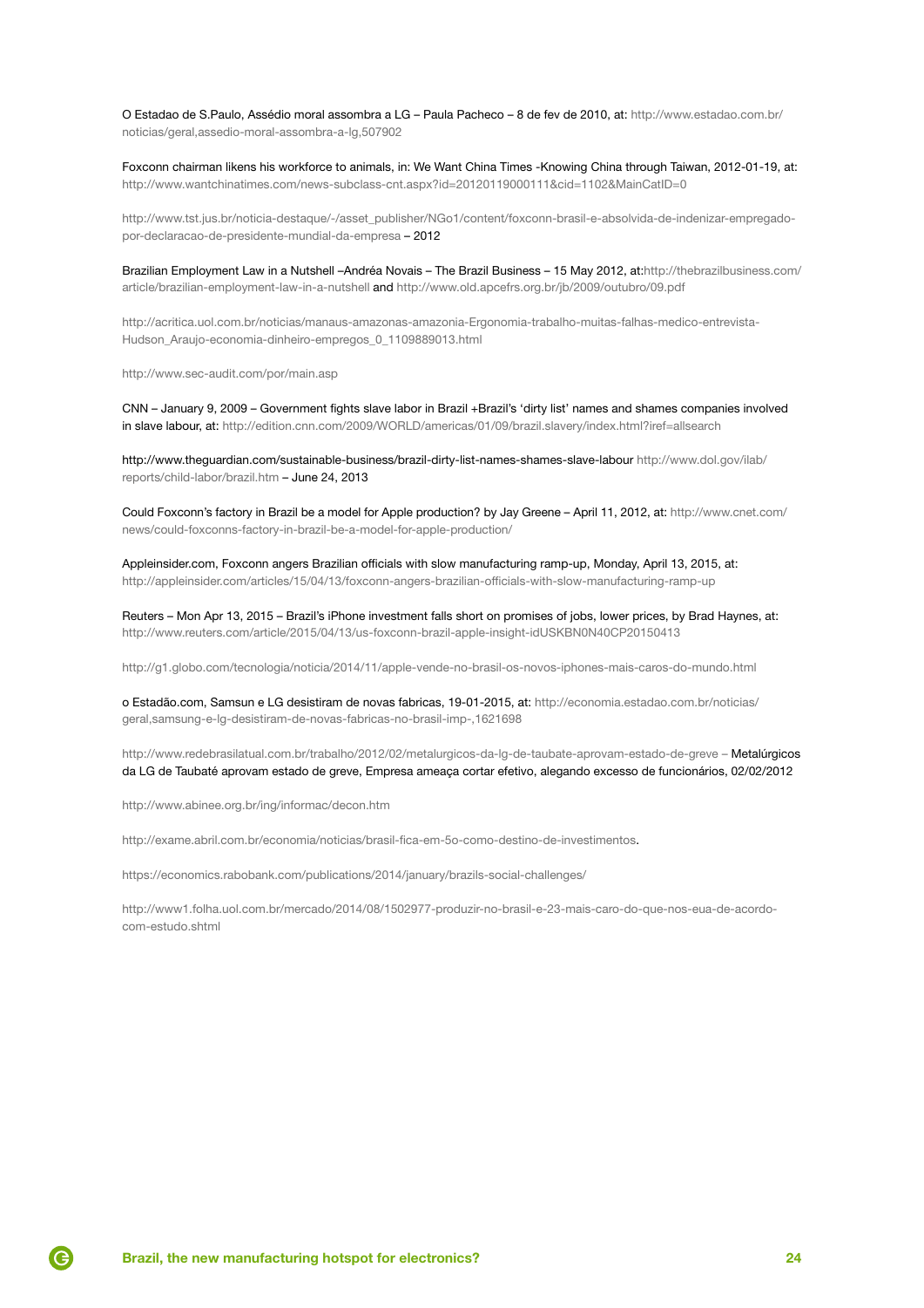O Estadao de S.Paulo, Assédio moral assombra a LG – Paula Pacheco – 8 de fev de 2010, at: http://www.estadao.com.br/noticias/geral,assedio-moral-assombra-a-lg,507902

Foxconn chairman likens his workforce to animals, in: We Want China Times -Knowing China through Taiwan, 2012-01-19, at: http://www.wantchinatimes.com/news-subclass-cnt.aspx?id=20120119000111&cid=1102&MainCatID=0

http://www.tst.jus.br/noticia-destaque/-/asset_publisher/NGo1/content/foxconn-brasil-e-absolvida-de-indenizar-empregado-por-declaracao-de-presidente-mundial-da-empresa – 2012

Brazilian Employment Law in a Nutshell –Andréa Novais – The Brazil Business – 15 May 2012, at:http://thebrazilbusiness.com/article/brazilian-employment-law-in-a-nutshell and http://www.old.apcefrs.org.br/jb/2009/outubro/09.pdf

http://acritica.uol.com.br/noticias/manaus-amazonas-amazonia-Ergonomia-trabalho-muitas-falhas-medico-entrevista-Hudson_Araujo-economia-dinheiro-empregos_0_1109889013.html

http://www.sec-audit.com/por/main.asp

CNN – January 9, 2009 – Government fights slave labor in Brazil +Brazil's 'dirty list' names and shames companies involved in slave labour, at: http://edition.cnn.com/2009/WORLD/americas/01/09/brazil.slavery/index.html?iref=allsearch

http://www.theguardian.com/sustainable-business/brazil-dirty-list-names-shames-slave-labour http://www.dol.gov/ilab/reports/child-labor/brazil.htm – June 24, 2013

Could Foxconn's factory in Brazil be a model for Apple production? by Jay Greene – April 11, 2012, at: http://www.cnet.com/news/could-foxconns-factory-in-brazil-be-a-model-for-apple-production/

Appleinsider.com, Foxconn angers Brazilian officials with slow manufacturing ramp-up, Monday, April 13, 2015, at: http://appleinsider.com/articles/15/04/13/foxconn-angers-brazilian-officials-with-slow-manufacturing-ramp-up

Reuters – Mon Apr 13, 2015 – Brazil's iPhone investment falls short on promises of jobs, lower prices, by Brad Haynes, at: http://www.reuters.com/article/2015/04/13/us-foxconn-brazil-apple-insight-idUSKBN0N40CP20150413

http://g1.globo.com/tecnologia/noticia/2014/11/apple-vende-no-brasil-os-novos-iphones-mais-caros-do-mundo.html

o Estadão.com, Samsun e LG desistiram de novas fabricas, 19-01-2015, at: http://economia.estadao.com.br/noticias/geral,samsung-e-lg-desistiram-de-novas-fabricas-no-brasil-imp-,1621698

http://www.redebrasilatual.com.br/trabalho/2012/02/metalurgicos-da-lg-de-taubate-aprovam-estado-de-greve – Metalúrgicos da LG de Taubaté aprovam estado de greve, Empresa ameaça cortar efetivo, alegando excesso de funcionários, 02/02/2012

http://www.abinee.org.br/ing/informac/decon.htm

http://exame.abril.com.br/economia/noticias/brasil-fica-em-5o-como-destino-de-investimentos.

https://economics.rabobank.com/publications/2014/january/brazils-social-challenges/

http://www1.folha.uol.com.br/mercado/2014/08/1502977-produzir-no-brasil-e-23-mais-caro-do-que-nos-eua-de-acordo-com-estudo.shtml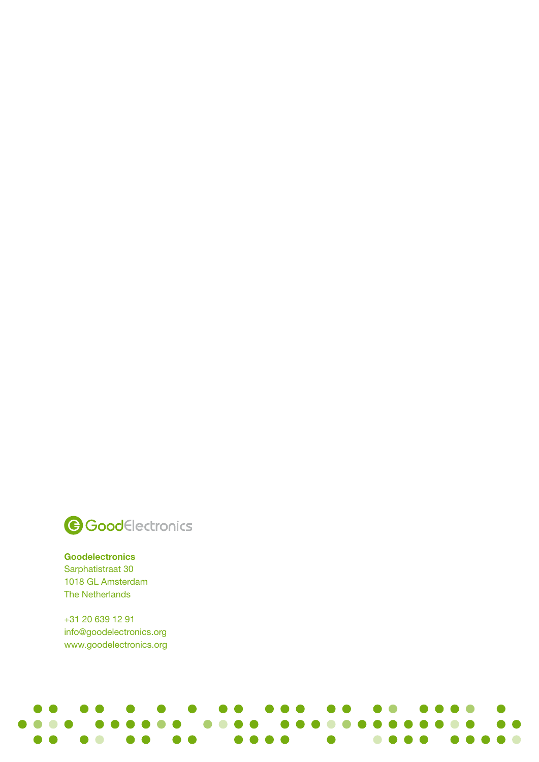GoodElectronics

**Goodelectronics**
Sarphatistraat 30
1018 GL Amsterdam
The Netherlands

+31 20 639 12 91
info@goodelectronics.org
www.goodelectronics.org